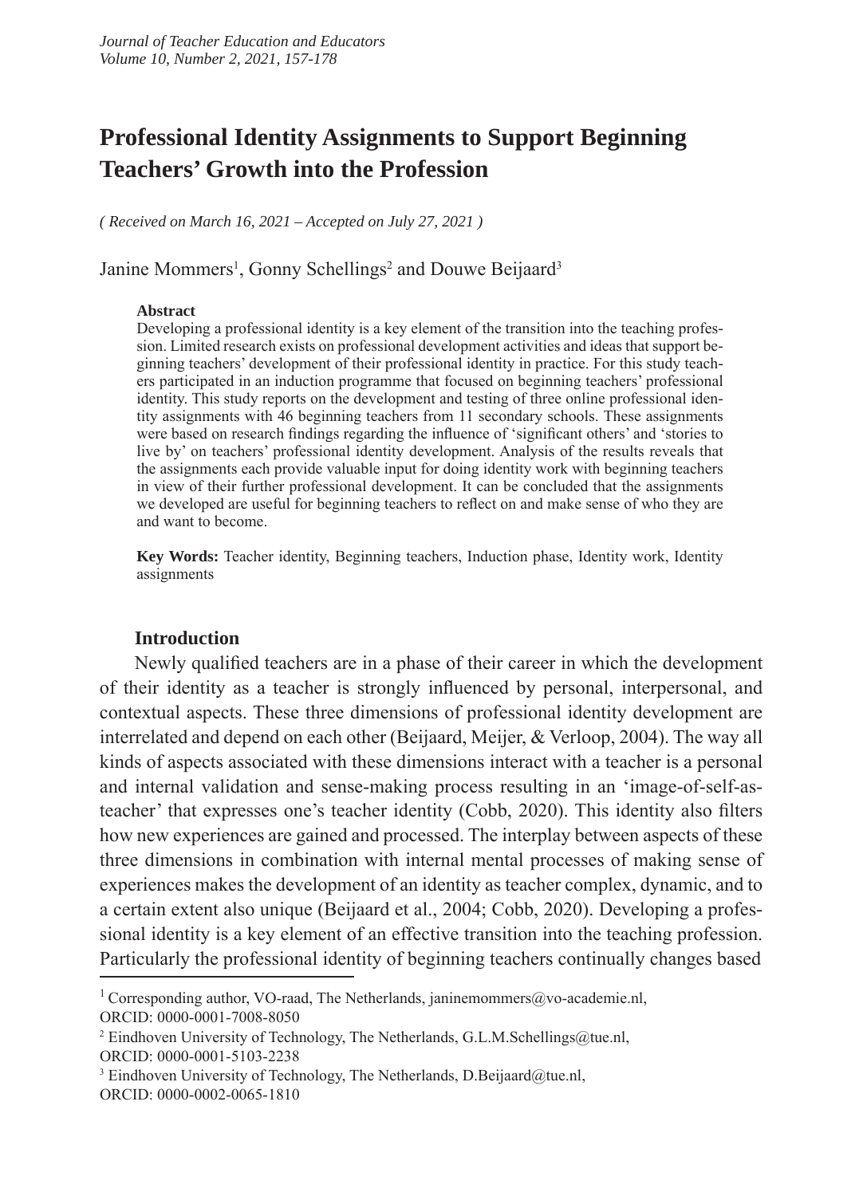# Professional Identity Assignments to Support Beginning Teachers' Growth into the Profession

*( Received on March 16, 2021 – Accepted on July 27, 2021 )*

Janine Mommers[1], Gonny Schellings[2] and Douwe Beijaard[3]

**Abstract**

Developing a professional identity is a key element of the transition into the teaching profession. Limited research exists on professional development activities and ideas that support beginning teachers' development of their professional identity in practice. For this study teachers participated in an induction programme that focused on beginning teachers' professional identity. This study reports on the development and testing of three online professional identity assignments with 46 beginning teachers from 11 secondary schools. These assignments were based on research findings regarding the influence of 'significant others' and 'stories to live by' on teachers' professional identity development. Analysis of the results reveals that the assignments each provide valuable input for doing identity work with beginning teachers in view of their further professional development. It can be concluded that the assignments we developed are useful for beginning teachers to reflect on and make sense of who they are and want to become.

**Key Words:** Teacher identity, Beginning teachers, Induction phase, Identity work, Identity assignments

## Introduction

Newly qualified teachers are in a phase of their career in which the development of their identity as a teacher is strongly influenced by personal, interpersonal, and contextual aspects. These three dimensions of professional identity development are interrelated and depend on each other (Beijaard, Meijer, & Verloop, 2004). The way all kinds of aspects associated with these dimensions interact with a teacher is a personal and internal validation and sense-making process resulting in an 'image-of-self-as-teacher' that expresses one's teacher identity (Cobb, 2020). This identity also filters how new experiences are gained and processed. The interplay between aspects of these three dimensions in combination with internal mental processes of making sense of experiences makes the development of an identity as teacher complex, dynamic, and to a certain extent also unique (Beijaard et al., 2004; Cobb, 2020). Developing a professional identity is a key element of an effective transition into the teaching profession. Particularly the professional identity of beginning teachers continually changes based

---

[1] Corresponding author, VO-raad, The Netherlands, janinemommers@vo-academie.nl, ORCID: 0000-0001-7008-8050

[2] Eindhoven University of Technology, The Netherlands, G.L.M.Schellings@tue.nl, ORCID: 0000-0001-5103-2238

[3] Eindhoven University of Technology, The Netherlands, D.Beijaard@tue.nl, ORCID: 0000-0002-0065-1810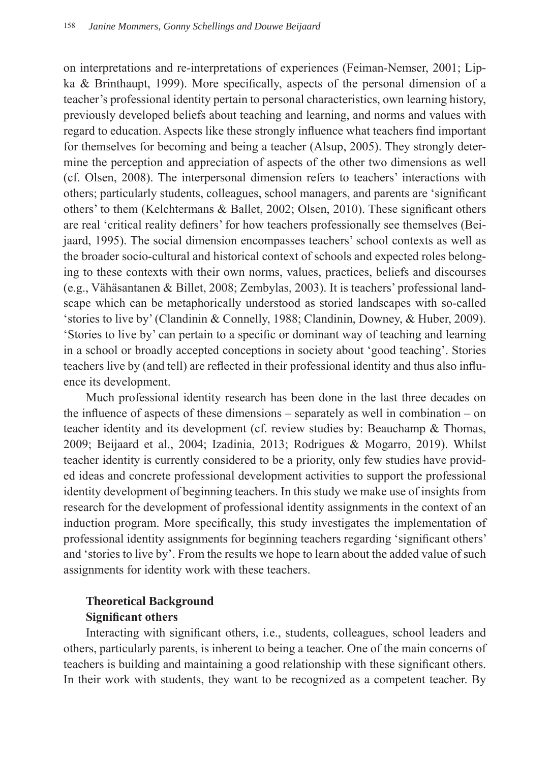on interpretations and re-interpretations of experiences (Feiman-Nemser, 2001; Lipka & Brinthaupt, 1999). More specifically, aspects of the personal dimension of a teacher's professional identity pertain to personal characteristics, own learning history, previously developed beliefs about teaching and learning, and norms and values with regard to education. Aspects like these strongly influence what teachers find important for themselves for becoming and being a teacher (Alsup, 2005). They strongly determine the perception and appreciation of aspects of the other two dimensions as well (cf. Olsen, 2008). The interpersonal dimension refers to teachers' interactions with others; particularly students, colleagues, school managers, and parents are 'significant others' to them (Kelchtermans & Ballet, 2002; Olsen, 2010). These significant others are real 'critical reality definers' for how teachers professionally see themselves (Beijaard, 1995). The social dimension encompasses teachers' school contexts as well as the broader socio-cultural and historical context of schools and expected roles belonging to these contexts with their own norms, values, practices, beliefs and discourses (e.g., Vähäsantanen & Billet, 2008; Zembylas, 2003). It is teachers' professional landscape which can be metaphorically understood as storied landscapes with so-called 'stories to live by' (Clandinin & Connelly, 1988; Clandinin, Downey, & Huber, 2009). 'Stories to live by' can pertain to a specific or dominant way of teaching and learning in a school or broadly accepted conceptions in society about 'good teaching'. Stories teachers live by (and tell) are reflected in their professional identity and thus also influence its development.

Much professional identity research has been done in the last three decades on the influence of aspects of these dimensions – separately as well in combination – on teacher identity and its development (cf. review studies by: Beauchamp & Thomas, 2009; Beijaard et al., 2004; Izadinia, 2013; Rodrigues & Mogarro, 2019). Whilst teacher identity is currently considered to be a priority, only few studies have provided ideas and concrete professional development activities to support the professional identity development of beginning teachers. In this study we make use of insights from research for the development of professional identity assignments in the context of an induction program. More specifically, this study investigates the implementation of professional identity assignments for beginning teachers regarding 'significant others' and 'stories to live by'. From the results we hope to learn about the added value of such assignments for identity work with these teachers.

## Theoretical Background

### Significant others

Interacting with significant others, i.e., students, colleagues, school leaders and others, particularly parents, is inherent to being a teacher. One of the main concerns of teachers is building and maintaining a good relationship with these significant others. In their work with students, they want to be recognized as a competent teacher. By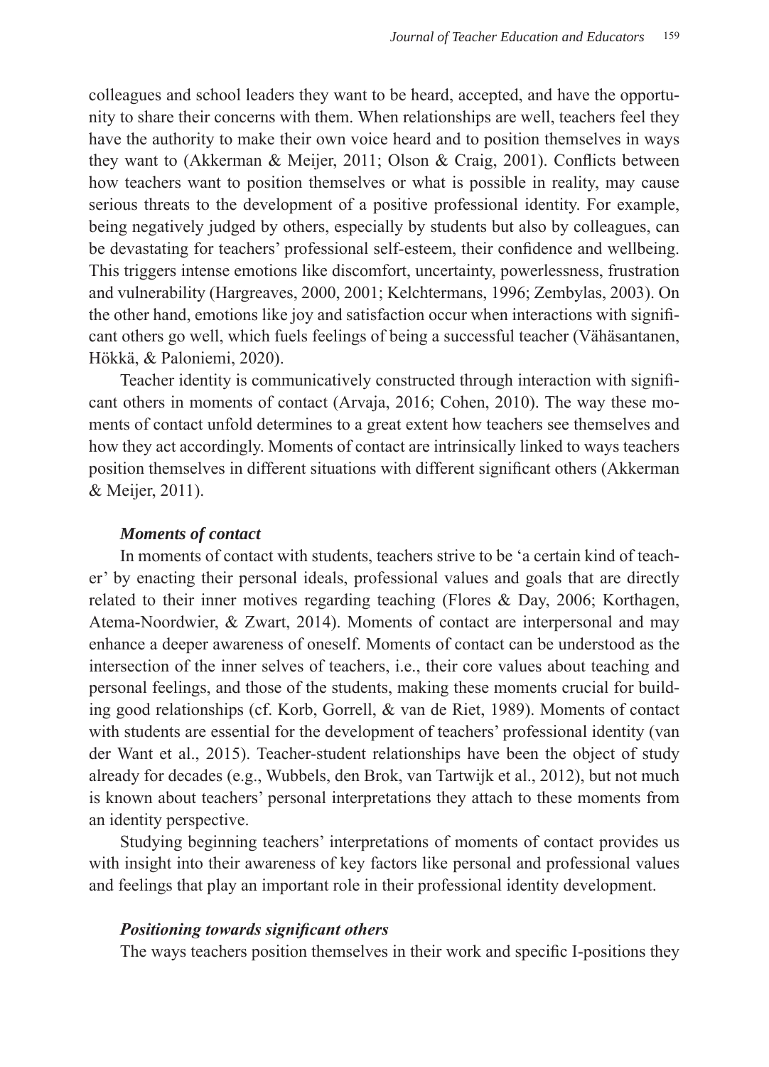colleagues and school leaders they want to be heard, accepted, and have the opportunity to share their concerns with them. When relationships are well, teachers feel they have the authority to make their own voice heard and to position themselves in ways they want to (Akkerman & Meijer, 2011; Olson & Craig, 2001). Conflicts between how teachers want to position themselves or what is possible in reality, may cause serious threats to the development of a positive professional identity. For example, being negatively judged by others, especially by students but also by colleagues, can be devastating for teachers' professional self-esteem, their confidence and wellbeing. This triggers intense emotions like discomfort, uncertainty, powerlessness, frustration and vulnerability (Hargreaves, 2000, 2001; Kelchtermans, 1996; Zembylas, 2003). On the other hand, emotions like joy and satisfaction occur when interactions with significant others go well, which fuels feelings of being a successful teacher (Vähäsantanen, Hökkä, & Paloniemi, 2020).

Teacher identity is communicatively constructed through interaction with significant others in moments of contact (Arvaja, 2016; Cohen, 2010). The way these moments of contact unfold determines to a great extent how teachers see themselves and how they act accordingly. Moments of contact are intrinsically linked to ways teachers position themselves in different situations with different significant others (Akkerman & Meijer, 2011).

### *Moments of contact*

In moments of contact with students, teachers strive to be 'a certain kind of teacher' by enacting their personal ideals, professional values and goals that are directly related to their inner motives regarding teaching (Flores & Day, 2006; Korthagen, Atema-Noordwier, & Zwart, 2014). Moments of contact are interpersonal and may enhance a deeper awareness of oneself. Moments of contact can be understood as the intersection of the inner selves of teachers, i.e., their core values about teaching and personal feelings, and those of the students, making these moments crucial for building good relationships (cf. Korb, Gorrell, & van de Riet, 1989). Moments of contact with students are essential for the development of teachers' professional identity (van der Want et al., 2015). Teacher-student relationships have been the object of study already for decades (e.g., Wubbels, den Brok, van Tartwijk et al., 2012), but not much is known about teachers' personal interpretations they attach to these moments from an identity perspective.

Studying beginning teachers' interpretations of moments of contact provides us with insight into their awareness of key factors like personal and professional values and feelings that play an important role in their professional identity development.

### *Positioning towards significant others*

The ways teachers position themselves in their work and specific I-positions they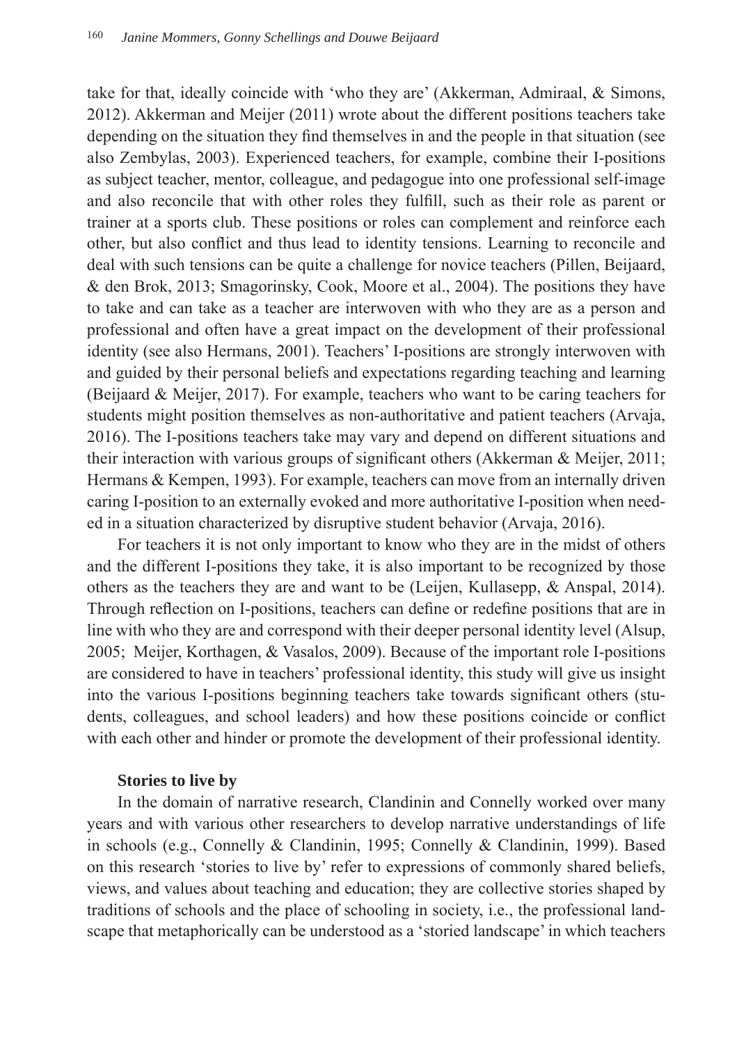take for that, ideally coincide with 'who they are' (Akkerman, Admiraal, & Simons, 2012). Akkerman and Meijer (2011) wrote about the different positions teachers take depending on the situation they find themselves in and the people in that situation (see also Zembylas, 2003). Experienced teachers, for example, combine their I-positions as subject teacher, mentor, colleague, and pedagogue into one professional self-image and also reconcile that with other roles they fulfill, such as their role as parent or trainer at a sports club. These positions or roles can complement and reinforce each other, but also conflict and thus lead to identity tensions. Learning to reconcile and deal with such tensions can be quite a challenge for novice teachers (Pillen, Beijaard, & den Brok, 2013; Smagorinsky, Cook, Moore et al., 2004). The positions they have to take and can take as a teacher are interwoven with who they are as a person and professional and often have a great impact on the development of their professional identity (see also Hermans, 2001). Teachers' I-positions are strongly interwoven with and guided by their personal beliefs and expectations regarding teaching and learning (Beijaard & Meijer, 2017). For example, teachers who want to be caring teachers for students might position themselves as non-authoritative and patient teachers (Arvaja, 2016). The I-positions teachers take may vary and depend on different situations and their interaction with various groups of significant others (Akkerman & Meijer, 2011; Hermans & Kempen, 1993). For example, teachers can move from an internally driven caring I-position to an externally evoked and more authoritative I-position when needed in a situation characterized by disruptive student behavior (Arvaja, 2016).

For teachers it is not only important to know who they are in the midst of others and the different I-positions they take, it is also important to be recognized by those others as the teachers they are and want to be (Leijen, Kullasepp, & Anspal, 2014). Through reflection on I-positions, teachers can define or redefine positions that are in line with who they are and correspond with their deeper personal identity level (Alsup, 2005; Meijer, Korthagen, & Vasalos, 2009). Because of the important role I-positions are considered to have in teachers' professional identity, this study will give us insight into the various I-positions beginning teachers take towards significant others (students, colleagues, and school leaders) and how these positions coincide or conflict with each other and hinder or promote the development of their professional identity.

### Stories to live by

In the domain of narrative research, Clandinin and Connelly worked over many years and with various other researchers to develop narrative understandings of life in schools (e.g., Connelly & Clandinin, 1995; Connelly & Clandinin, 1999). Based on this research 'stories to live by' refer to expressions of commonly shared beliefs, views, and values about teaching and education; they are collective stories shaped by traditions of schools and the place of schooling in society, i.e., the professional landscape that metaphorically can be understood as a 'storied landscape' in which teachers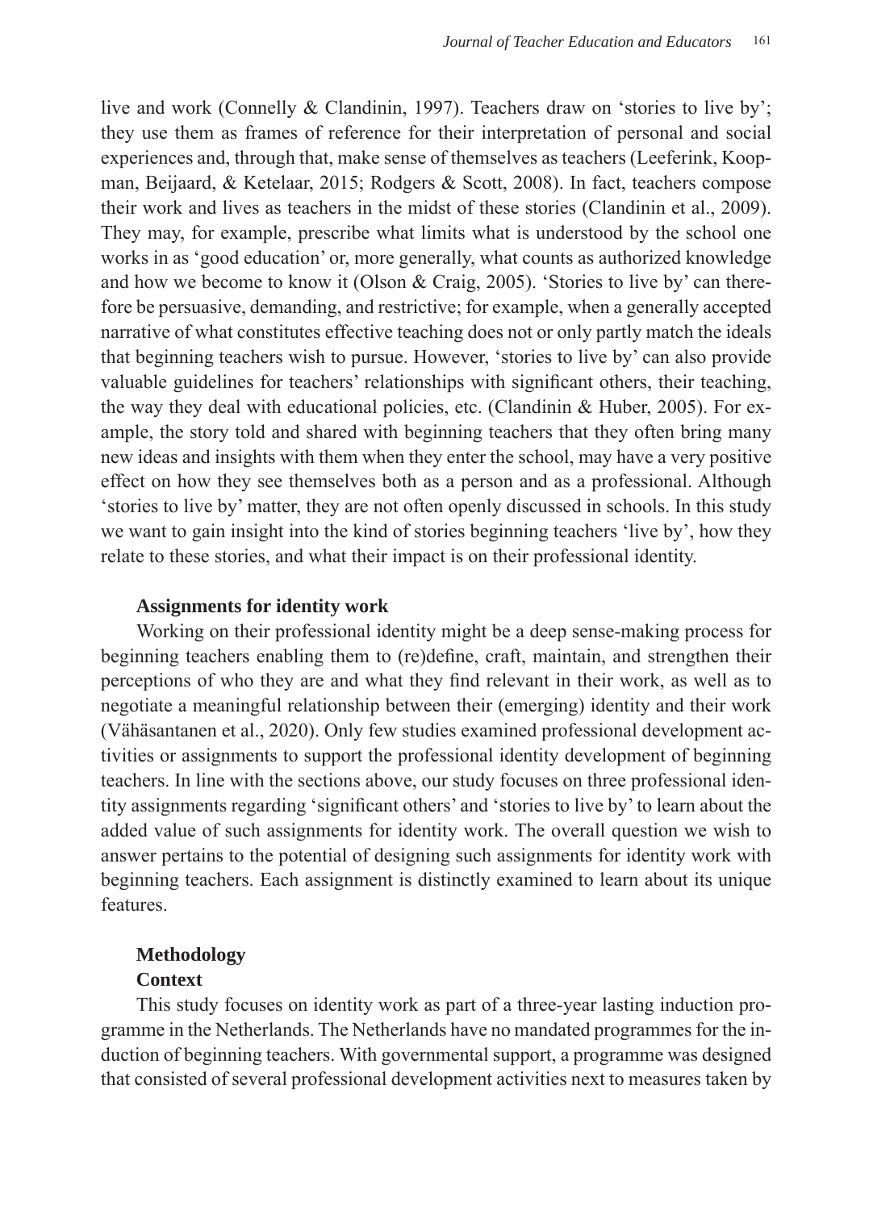live and work (Connelly & Clandinin, 1997). Teachers draw on 'stories to live by'; they use them as frames of reference for their interpretation of personal and social experiences and, through that, make sense of themselves as teachers (Leeferink, Koopman, Beijaard, & Ketelaar, 2015; Rodgers & Scott, 2008). In fact, teachers compose their work and lives as teachers in the midst of these stories (Clandinin et al., 2009). They may, for example, prescribe what limits what is understood by the school one works in as 'good education' or, more generally, what counts as authorized knowledge and how we become to know it (Olson & Craig, 2005). 'Stories to live by' can therefore be persuasive, demanding, and restrictive; for example, when a generally accepted narrative of what constitutes effective teaching does not or only partly match the ideals that beginning teachers wish to pursue. However, 'stories to live by' can also provide valuable guidelines for teachers' relationships with significant others, their teaching, the way they deal with educational policies, etc. (Clandinin & Huber, 2005). For example, the story told and shared with beginning teachers that they often bring many new ideas and insights with them when they enter the school, may have a very positive effect on how they see themselves both as a person and as a professional. Although 'stories to live by' matter, they are not often openly discussed in schools. In this study we want to gain insight into the kind of stories beginning teachers 'live by', how they relate to these stories, and what their impact is on their professional identity.

### Assignments for identity work

Working on their professional identity might be a deep sense-making process for beginning teachers enabling them to (re)define, craft, maintain, and strengthen their perceptions of who they are and what they find relevant in their work, as well as to negotiate a meaningful relationship between their (emerging) identity and their work (Vähäsantanen et al., 2020). Only few studies examined professional development activities or assignments to support the professional identity development of beginning teachers. In line with the sections above, our study focuses on three professional identity assignments regarding 'significant others' and 'stories to live by' to learn about the added value of such assignments for identity work. The overall question we wish to answer pertains to the potential of designing such assignments for identity work with beginning teachers. Each assignment is distinctly examined to learn about its unique features.

## Methodology

### Context

This study focuses on identity work as part of a three-year lasting induction programme in the Netherlands. The Netherlands have no mandated programmes for the induction of beginning teachers. With governmental support, a programme was designed that consisted of several professional development activities next to measures taken by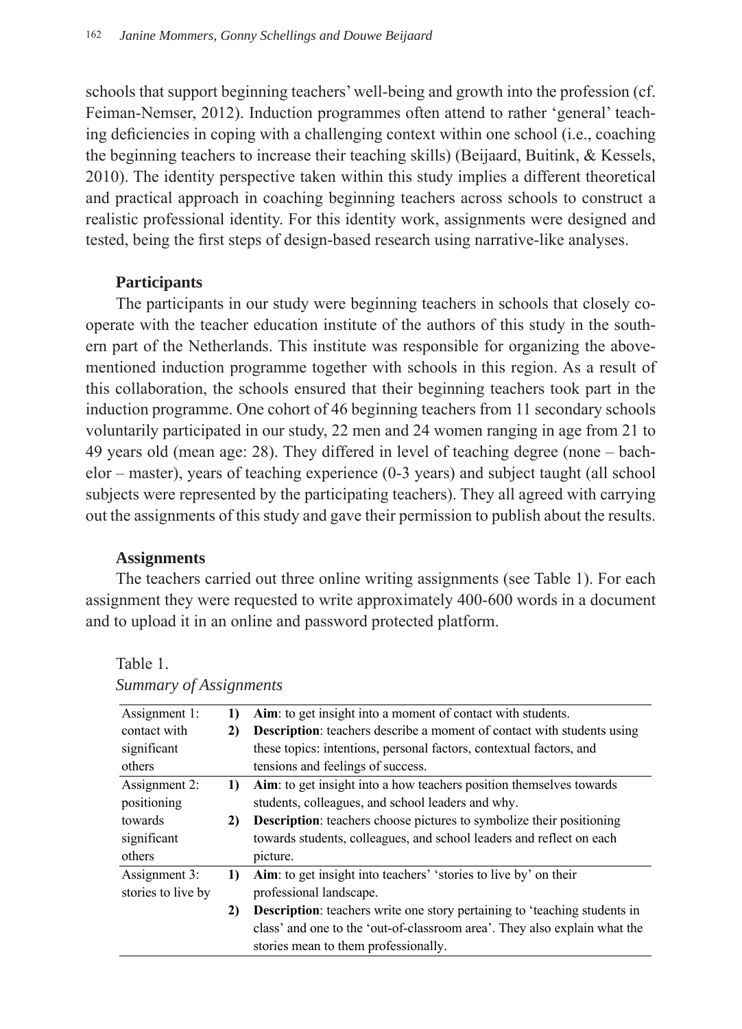schools that support beginning teachers' well-being and growth into the profession (cf. Feiman-Nemser, 2012). Induction programmes often attend to rather 'general' teaching deficiencies in coping with a challenging context within one school (i.e., coaching the beginning teachers to increase their teaching skills) (Beijaard, Buitink, & Kessels, 2010). The identity perspective taken within this study implies a different theoretical and practical approach in coaching beginning teachers across schools to construct a realistic professional identity. For this identity work, assignments were designed and tested, being the first steps of design-based research using narrative-like analyses.

### Participants

The participants in our study were beginning teachers in schools that closely cooperate with the teacher education institute of the authors of this study in the southern part of the Netherlands. This institute was responsible for organizing the above-mentioned induction programme together with schools in this region. As a result of this collaboration, the schools ensured that their beginning teachers took part in the induction programme. One cohort of 46 beginning teachers from 11 secondary schools voluntarily participated in our study, 22 men and 24 women ranging in age from 21 to 49 years old (mean age: 28). They differed in level of teaching degree (none – bachelor – master), years of teaching experience (0-3 years) and subject taught (all school subjects were represented by the participating teachers). They all agreed with carrying out the assignments of this study and gave their permission to publish about the results.

### Assignments

The teachers carried out three online writing assignments (see Table 1). For each assignment they were requested to write approximately 400-600 words in a document and to upload it in an online and password protected platform.

Table 1.
*Summary of Assignments*

| | | |
|---|---|---|
| Assignment 1: contact with significant others | **1)** | **Aim**: to get insight into a moment of contact with students. |
| | **2)** | **Description**: teachers describe a moment of contact with students using these topics: intentions, personal factors, contextual factors, and tensions and feelings of success. |
| Assignment 2: positioning towards significant others | **1)** | **Aim**: to get insight into a how teachers position themselves towards students, colleagues, and school leaders and why. |
| | **2)** | **Description**: teachers choose pictures to symbolize their positioning towards students, colleagues, and school leaders and reflect on each picture. |
| Assignment 3: stories to live by | **1)** | **Aim**: to get insight into teachers' 'stories to live by' on their professional landscape. |
| | **2)** | **Description**: teachers write one story pertaining to 'teaching students in class' and one to the 'out-of-classroom area'. They also explain what the stories mean to them professionally. |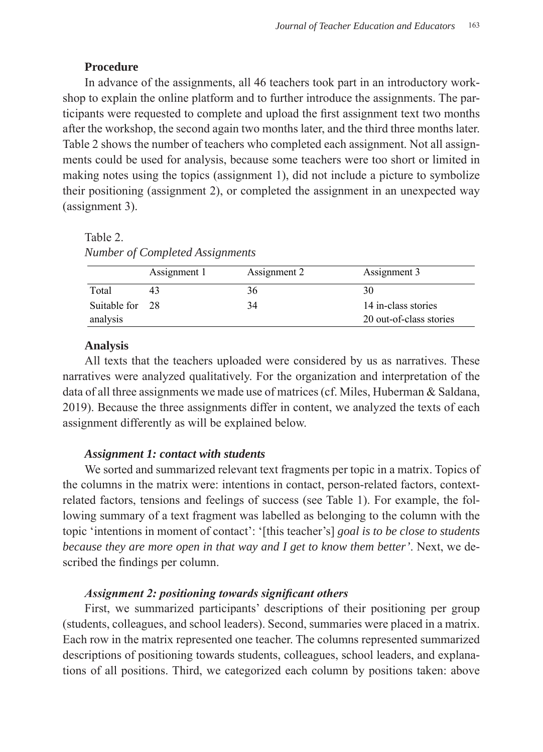### Procedure

In advance of the assignments, all 46 teachers took part in an introductory workshop to explain the online platform and to further introduce the assignments. The participants were requested to complete and upload the first assignment text two months after the workshop, the second again two months later, and the third three months later. Table 2 shows the number of teachers who completed each assignment. Not all assignments could be used for analysis, because some teachers were too short or limited in making notes using the topics (assignment 1), did not include a picture to symbolize their positioning (assignment 2), or completed the assignment in an unexpected way (assignment 3).

Table 2.
*Number of Completed Assignments*

| | Assignment 1 | Assignment 2 | Assignment 3 |
|---|---|---|---|
| Total | 43 | 36 | 30 |
| Suitable for analysis | 28 | 34 | 14 in-class stories<br>20 out-of-class stories |

### Analysis

All texts that the teachers uploaded were considered by us as narratives. These narratives were analyzed qualitatively. For the organization and interpretation of the data of all three assignments we made use of matrices (cf. Miles, Huberman & Saldana, 2019). Because the three assignments differ in content, we analyzed the texts of each assignment differently as will be explained below.

#### *Assignment 1: contact with students*

We sorted and summarized relevant text fragments per topic in a matrix. Topics of the columns in the matrix were: intentions in contact, person-related factors, context-related factors, tensions and feelings of success (see Table 1). For example, the following summary of a text fragment was labelled as belonging to the column with the topic 'intentions in moment of contact': '[this teacher's] *goal is to be close to students because they are more open in that way and I get to know them better'*. Next, we described the findings per column.

#### *Assignment 2: positioning towards significant others*

First, we summarized participants' descriptions of their positioning per group (students, colleagues, and school leaders). Second, summaries were placed in a matrix. Each row in the matrix represented one teacher. The columns represented summarized descriptions of positioning towards students, colleagues, school leaders, and explanations of all positions. Third, we categorized each column by positions taken: above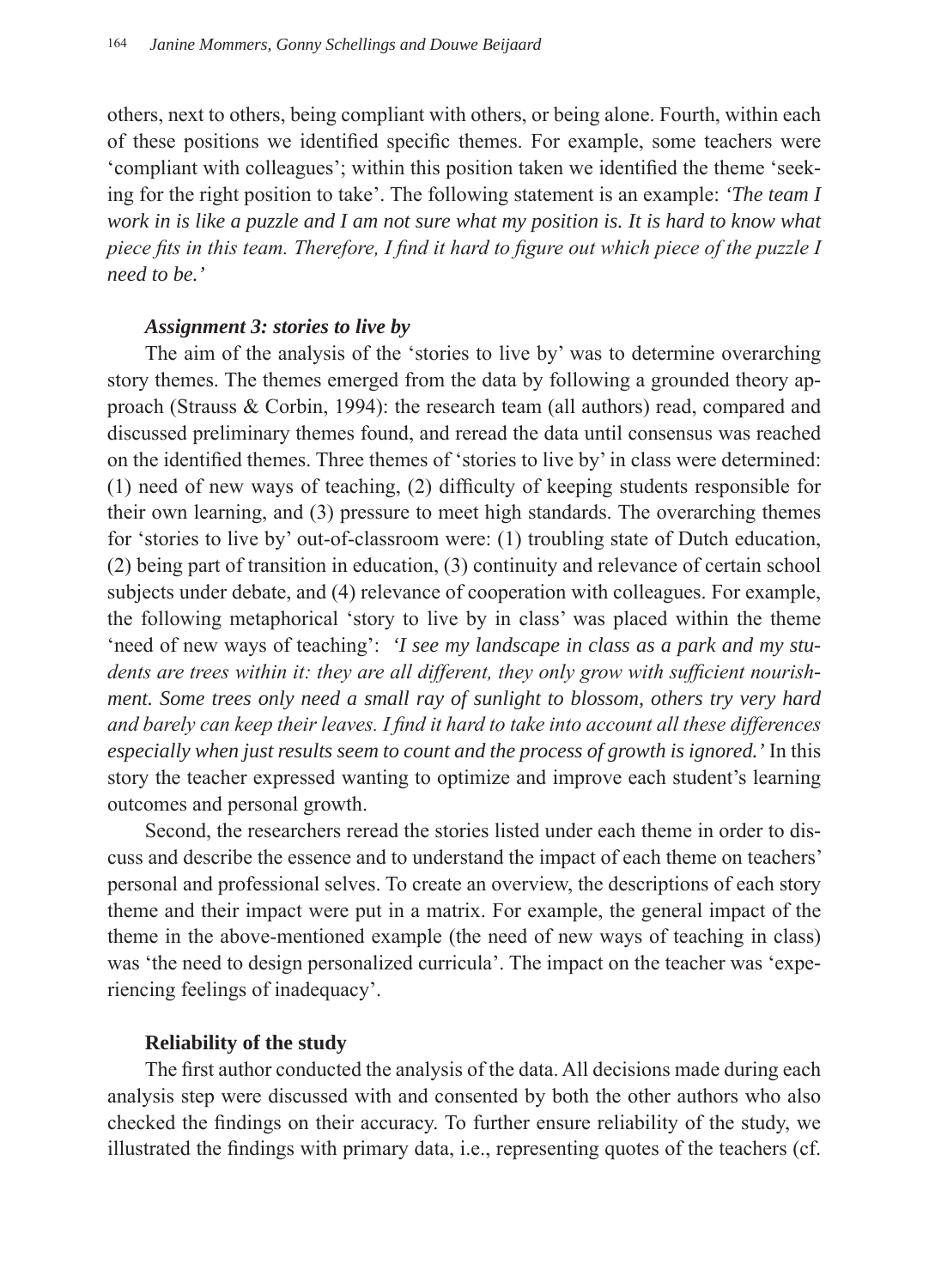others, next to others, being compliant with others, or being alone. Fourth, within each of these positions we identified specific themes. For example, some teachers were 'compliant with colleagues'; within this position taken we identified the theme 'seeking for the right position to take'. The following statement is an example: *'The team I work in is like a puzzle and I am not sure what my position is. It is hard to know what piece fits in this team. Therefore, I find it hard to figure out which piece of the puzzle I need to be.'*

#### *Assignment 3: stories to live by*

The aim of the analysis of the 'stories to live by' was to determine overarching story themes. The themes emerged from the data by following a grounded theory approach (Strauss & Corbin, 1994): the research team (all authors) read, compared and discussed preliminary themes found, and reread the data until consensus was reached on the identified themes. Three themes of 'stories to live by' in class were determined: (1) need of new ways of teaching, (2) difficulty of keeping students responsible for their own learning, and (3) pressure to meet high standards. The overarching themes for 'stories to live by' out-of-classroom were: (1) troubling state of Dutch education, (2) being part of transition in education, (3) continuity and relevance of certain school subjects under debate, and (4) relevance of cooperation with colleagues. For example, the following metaphorical 'story to live by in class' was placed within the theme 'need of new ways of teaching': *'I see my landscape in class as a park and my students are trees within it: they are all different, they only grow with sufficient nourishment. Some trees only need a small ray of sunlight to blossom, others try very hard and barely can keep their leaves. I find it hard to take into account all these differences especially when just results seem to count and the process of growth is ignored.'* In this story the teacher expressed wanting to optimize and improve each student's learning outcomes and personal growth.

Second, the researchers reread the stories listed under each theme in order to discuss and describe the essence and to understand the impact of each theme on teachers' personal and professional selves. To create an overview, the descriptions of each story theme and their impact were put in a matrix. For example, the general impact of the theme in the above-mentioned example (the need of new ways of teaching in class) was 'the need to design personalized curricula'. The impact on the teacher was 'experiencing feelings of inadequacy'.

### Reliability of the study

The first author conducted the analysis of the data. All decisions made during each analysis step were discussed with and consented by both the other authors who also checked the findings on their accuracy. To further ensure reliability of the study, we illustrated the findings with primary data, i.e., representing quotes of the teachers (cf.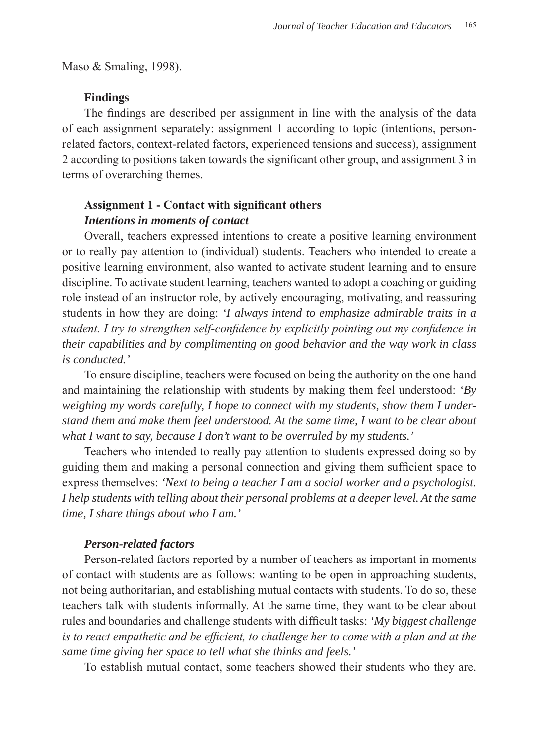Maso & Smaling, 1998).

## Findings

The findings are described per assignment in line with the analysis of the data of each assignment separately: assignment 1 according to topic (intentions, person-related factors, context-related factors, experienced tensions and success), assignment 2 according to positions taken towards the significant other group, and assignment 3 in terms of overarching themes.

### Assignment 1 - Contact with significant others

#### *Intentions in moments of contact*

Overall, teachers expressed intentions to create a positive learning environment or to really pay attention to (individual) students. Teachers who intended to create a positive learning environment, also wanted to activate student learning and to ensure discipline. To activate student learning, teachers wanted to adopt a coaching or guiding role instead of an instructor role, by actively encouraging, motivating, and reassuring students in how they are doing: *'I always intend to emphasize admirable traits in a student. I try to strengthen self-confidence by explicitly pointing out my confidence in their capabilities and by complimenting on good behavior and the way work in class is conducted.'*

To ensure discipline, teachers were focused on being the authority on the one hand and maintaining the relationship with students by making them feel understood: *'By weighing my words carefully, I hope to connect with my students, show them I understand them and make them feel understood. At the same time, I want to be clear about what I want to say, because I don't want to be overruled by my students.'*

Teachers who intended to really pay attention to students expressed doing so by guiding them and making a personal connection and giving them sufficient space to express themselves: *'Next to being a teacher I am a social worker and a psychologist. I help students with telling about their personal problems at a deeper level. At the same time, I share things about who I am.'*

#### *Person-related factors*

Person-related factors reported by a number of teachers as important in moments of contact with students are as follows: wanting to be open in approaching students, not being authoritarian, and establishing mutual contacts with students. To do so, these teachers talk with students informally. At the same time, they want to be clear about rules and boundaries and challenge students with difficult tasks: *'My biggest challenge is to react empathetic and be efficient, to challenge her to come with a plan and at the same time giving her space to tell what she thinks and feels.'*

To establish mutual contact, some teachers showed their students who they are.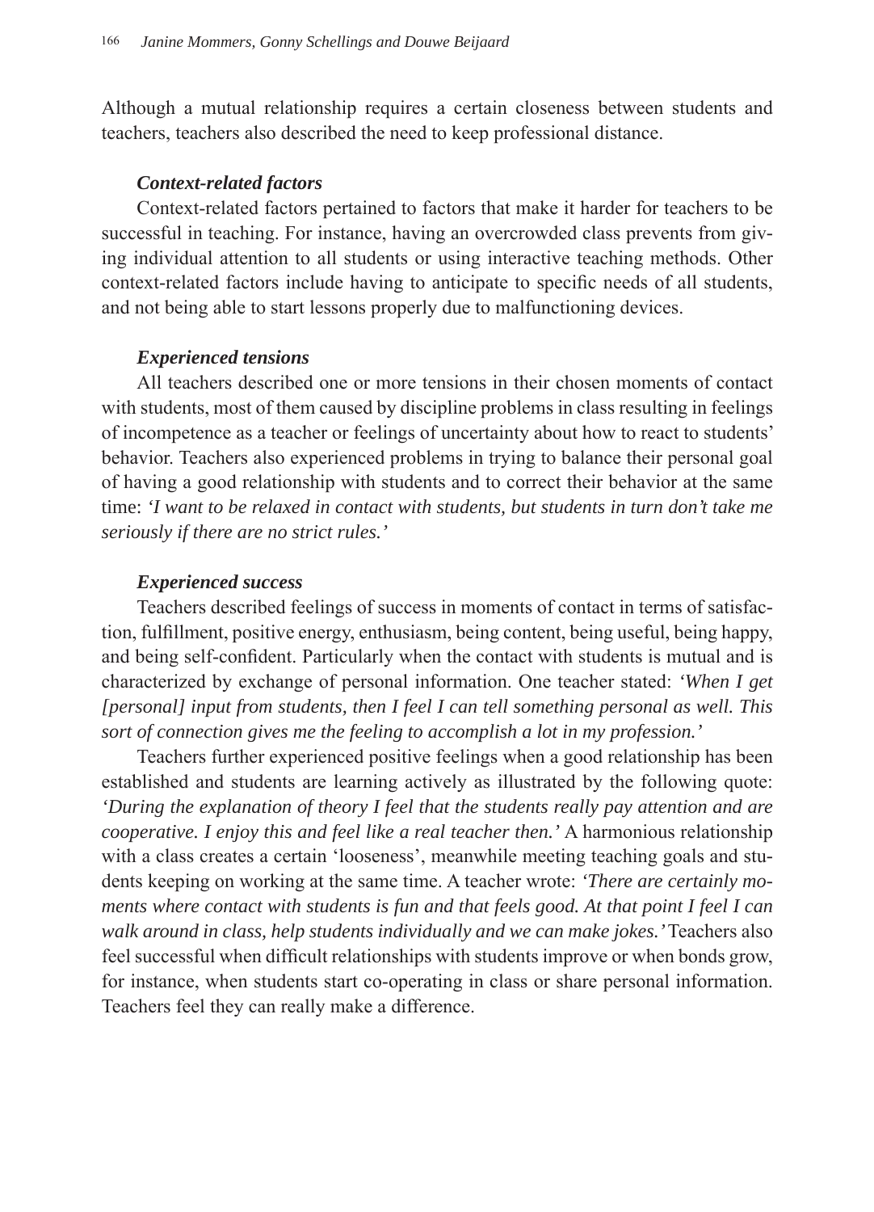Although a mutual relationship requires a certain closeness between students and teachers, teachers also described the need to keep professional distance.

#### *Context-related factors*

Context-related factors pertained to factors that make it harder for teachers to be successful in teaching. For instance, having an overcrowded class prevents from giving individual attention to all students or using interactive teaching methods. Other context-related factors include having to anticipate to specific needs of all students, and not being able to start lessons properly due to malfunctioning devices.

#### *Experienced tensions*

All teachers described one or more tensions in their chosen moments of contact with students, most of them caused by discipline problems in class resulting in feelings of incompetence as a teacher or feelings of uncertainty about how to react to students' behavior. Teachers also experienced problems in trying to balance their personal goal of having a good relationship with students and to correct their behavior at the same time: *'I want to be relaxed in contact with students, but students in turn don't take me seriously if there are no strict rules.'*

#### *Experienced success*

Teachers described feelings of success in moments of contact in terms of satisfaction, fulfillment, positive energy, enthusiasm, being content, being useful, being happy, and being self-confident. Particularly when the contact with students is mutual and is characterized by exchange of personal information. One teacher stated: *'When I get [personal] input from students, then I feel I can tell something personal as well. This sort of connection gives me the feeling to accomplish a lot in my profession.'*

Teachers further experienced positive feelings when a good relationship has been established and students are learning actively as illustrated by the following quote: *'During the explanation of theory I feel that the students really pay attention and are cooperative. I enjoy this and feel like a real teacher then.'* A harmonious relationship with a class creates a certain 'looseness', meanwhile meeting teaching goals and students keeping on working at the same time. A teacher wrote: *'There are certainly moments where contact with students is fun and that feels good. At that point I feel I can walk around in class, help students individually and we can make jokes.'* Teachers also feel successful when difficult relationships with students improve or when bonds grow, for instance, when students start co-operating in class or share personal information. Teachers feel they can really make a difference.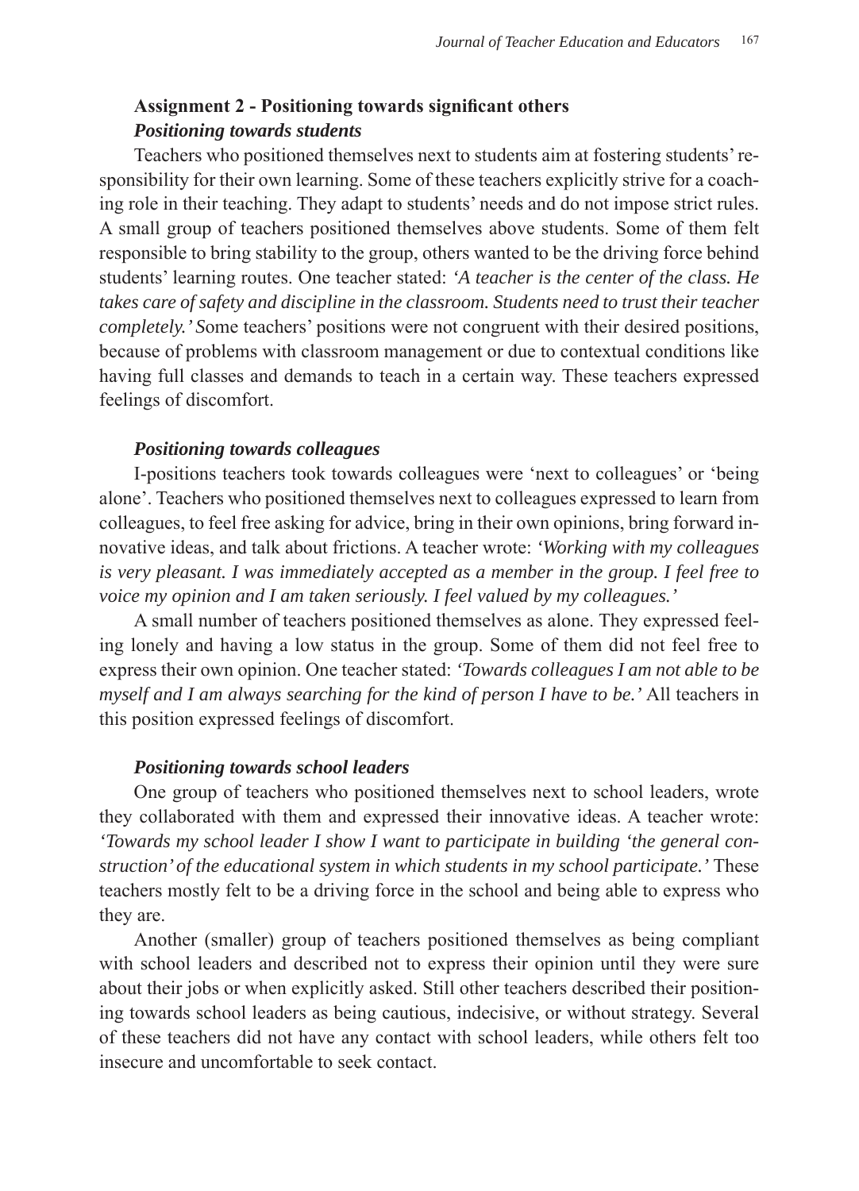### Assignment 2 - Positioning towards significant others

#### *Positioning towards students*

Teachers who positioned themselves next to students aim at fostering students' responsibility for their own learning. Some of these teachers explicitly strive for a coaching role in their teaching. They adapt to students' needs and do not impose strict rules. A small group of teachers positioned themselves above students. Some of them felt responsible to bring stability to the group, others wanted to be the driving force behind students' learning routes. One teacher stated: *'A teacher is the center of the class. He takes care of safety and discipline in the classroom. Students need to trust their teacher completely.'* Some teachers' positions were not congruent with their desired positions, because of problems with classroom management or due to contextual conditions like having full classes and demands to teach in a certain way. These teachers expressed feelings of discomfort.

#### *Positioning towards colleagues*

I-positions teachers took towards colleagues were 'next to colleagues' or 'being alone'. Teachers who positioned themselves next to colleagues expressed to learn from colleagues, to feel free asking for advice, bring in their own opinions, bring forward innovative ideas, and talk about frictions. A teacher wrote: *'Working with my colleagues is very pleasant. I was immediately accepted as a member in the group. I feel free to voice my opinion and I am taken seriously. I feel valued by my colleagues.'*

A small number of teachers positioned themselves as alone. They expressed feeling lonely and having a low status in the group. Some of them did not feel free to express their own opinion. One teacher stated: *'Towards colleagues I am not able to be myself and I am always searching for the kind of person I have to be.'* All teachers in this position expressed feelings of discomfort.

#### *Positioning towards school leaders*

One group of teachers who positioned themselves next to school leaders, wrote they collaborated with them and expressed their innovative ideas. A teacher wrote: *'Towards my school leader I show I want to participate in building 'the general construction' of the educational system in which students in my school participate.'* These teachers mostly felt to be a driving force in the school and being able to express who they are.

Another (smaller) group of teachers positioned themselves as being compliant with school leaders and described not to express their opinion until they were sure about their jobs or when explicitly asked. Still other teachers described their positioning towards school leaders as being cautious, indecisive, or without strategy. Several of these teachers did not have any contact with school leaders, while others felt too insecure and uncomfortable to seek contact.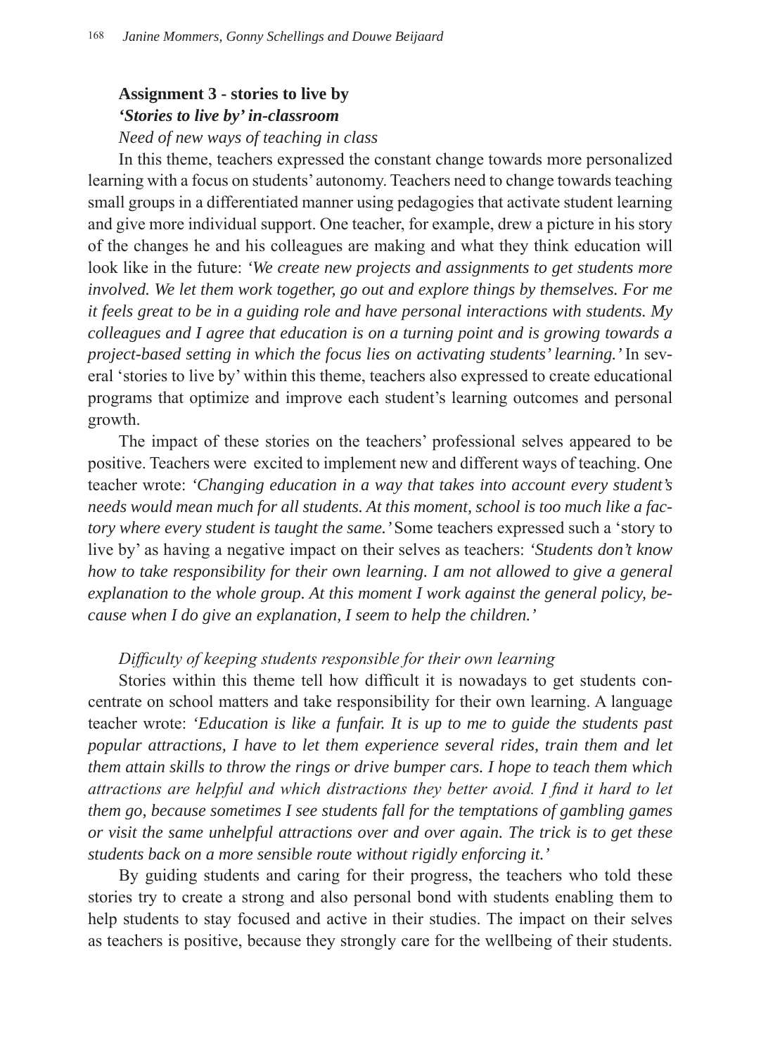### Assignment 3 - stories to live by

#### *'Stories to live by' in-classroom*

*Need of new ways of teaching in class*

In this theme, teachers expressed the constant change towards more personalized learning with a focus on students' autonomy. Teachers need to change towards teaching small groups in a differentiated manner using pedagogies that activate student learning and give more individual support. One teacher, for example, drew a picture in his story of the changes he and his colleagues are making and what they think education will look like in the future: ***'We create new projects and assignments to get students more involved. We let them work together, go out and explore things by themselves. For me it feels great to be in a guiding role and have personal interactions with students. My colleagues and I agree that education is on a turning point and is growing towards a project-based setting in which the focus lies on activating students' learning.'*** In several 'stories to live by' within this theme, teachers also expressed to create educational programs that optimize and improve each student's learning outcomes and personal growth.

The impact of these stories on the teachers' professional selves appeared to be positive. Teachers were excited to implement new and different ways of teaching. One teacher wrote: ***'Changing education in a way that takes into account every student's needs would mean much for all students. At this moment, school is too much like a factory where every student is taught the same.'*** Some teachers expressed such a 'story to live by' as having a negative impact on their selves as teachers: ***'Students don't know how to take responsibility for their own learning. I am not allowed to give a general explanation to the whole group. At this moment I work against the general policy, because when I do give an explanation, I seem to help the children.'***

*Difficulty of keeping students responsible for their own learning*

Stories within this theme tell how difficult it is nowadays to get students concentrate on school matters and take responsibility for their own learning. A language teacher wrote: ***'Education is like a funfair. It is up to me to guide the students past popular attractions, I have to let them experience several rides, train them and let them attain skills to throw the rings or drive bumper cars. I hope to teach them which attractions are helpful and which distractions they better avoid. I find it hard to let them go, because sometimes I see students fall for the temptations of gambling games or visit the same unhelpful attractions over and over again. The trick is to get these students back on a more sensible route without rigidly enforcing it.'***

By guiding students and caring for their progress, the teachers who told these stories try to create a strong and also personal bond with students enabling them to help students to stay focused and active in their studies. The impact on their selves as teachers is positive, because they strongly care for the wellbeing of their students.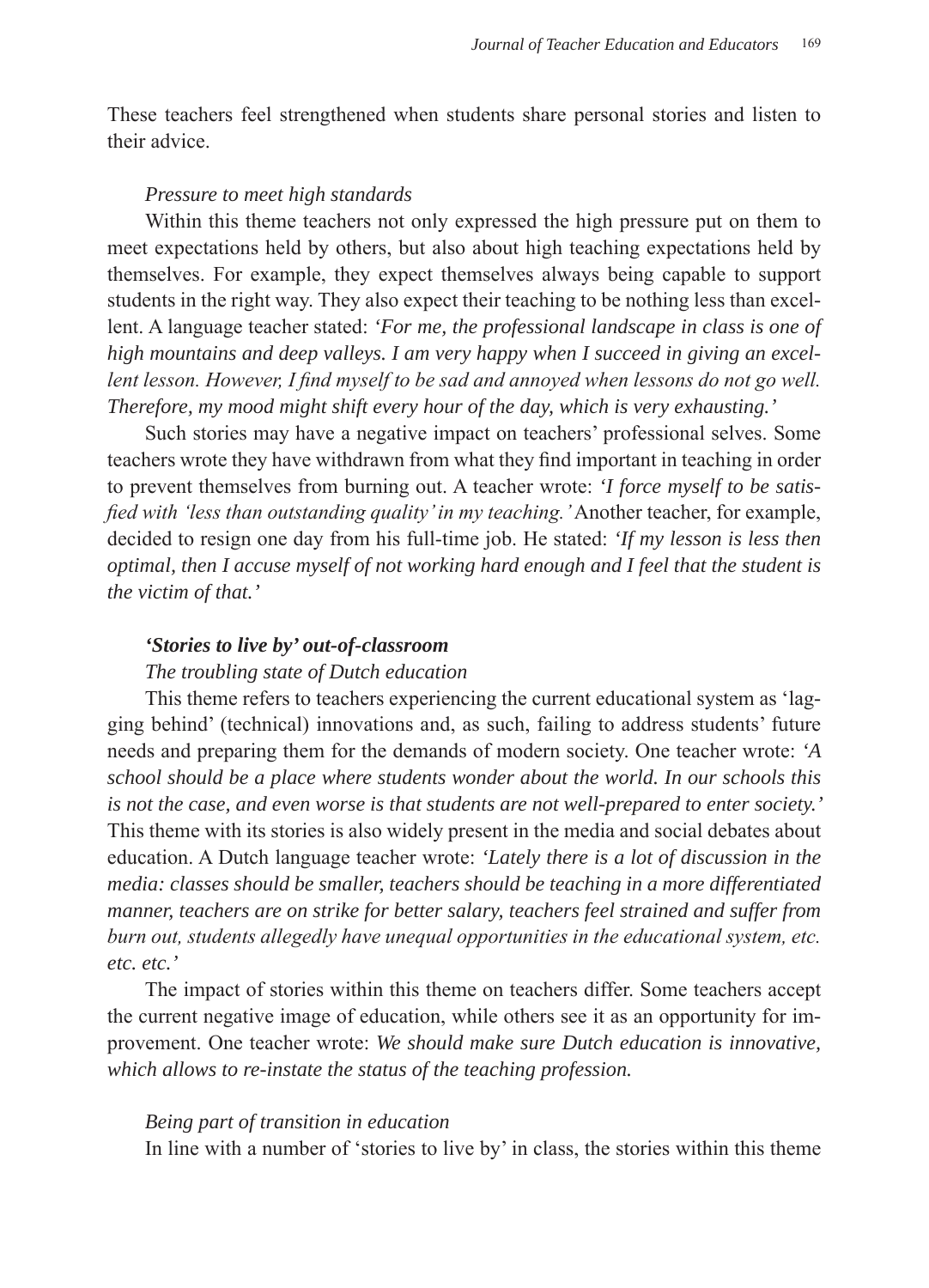These teachers feel strengthened when students share personal stories and listen to their advice.

*Pressure to meet high standards*

Within this theme teachers not only expressed the high pressure put on them to meet expectations held by others, but also about high teaching expectations held by themselves. For example, they expect themselves always being capable to support students in the right way. They also expect their teaching to be nothing less than excellent. A language teacher stated: *'For me, the professional landscape in class is one of high mountains and deep valleys. I am very happy when I succeed in giving an excellent lesson. However, I find myself to be sad and annoyed when lessons do not go well. Therefore, my mood might shift every hour of the day, which is very exhausting.'*

Such stories may have a negative impact on teachers' professional selves. Some teachers wrote they have withdrawn from what they find important in teaching in order to prevent themselves from burning out. A teacher wrote: *'I force myself to be satisfied with 'less than outstanding quality' in my teaching.'* Another teacher, for example, decided to resign one day from his full-time job. He stated: *'If my lesson is less then optimal, then I accuse myself of not working hard enough and I feel that the student is the victim of that.'*

***'Stories to live by' out-of-classroom***

*The troubling state of Dutch education*

This theme refers to teachers experiencing the current educational system as 'lagging behind' (technical) innovations and, as such, failing to address students' future needs and preparing them for the demands of modern society. One teacher wrote: *'A school should be a place where students wonder about the world. In our schools this is not the case, and even worse is that students are not well-prepared to enter society.'* This theme with its stories is also widely present in the media and social debates about education. A Dutch language teacher wrote: *'Lately there is a lot of discussion in the media: classes should be smaller, teachers should be teaching in a more differentiated manner, teachers are on strike for better salary, teachers feel strained and suffer from burn out, students allegedly have unequal opportunities in the educational system, etc. etc. etc.'*

The impact of stories within this theme on teachers differ. Some teachers accept the current negative image of education, while others see it as an opportunity for improvement. One teacher wrote: *We should make sure Dutch education is innovative, which allows to re-instate the status of the teaching profession.*

*Being part of transition in education*

In line with a number of 'stories to live by' in class, the stories within this theme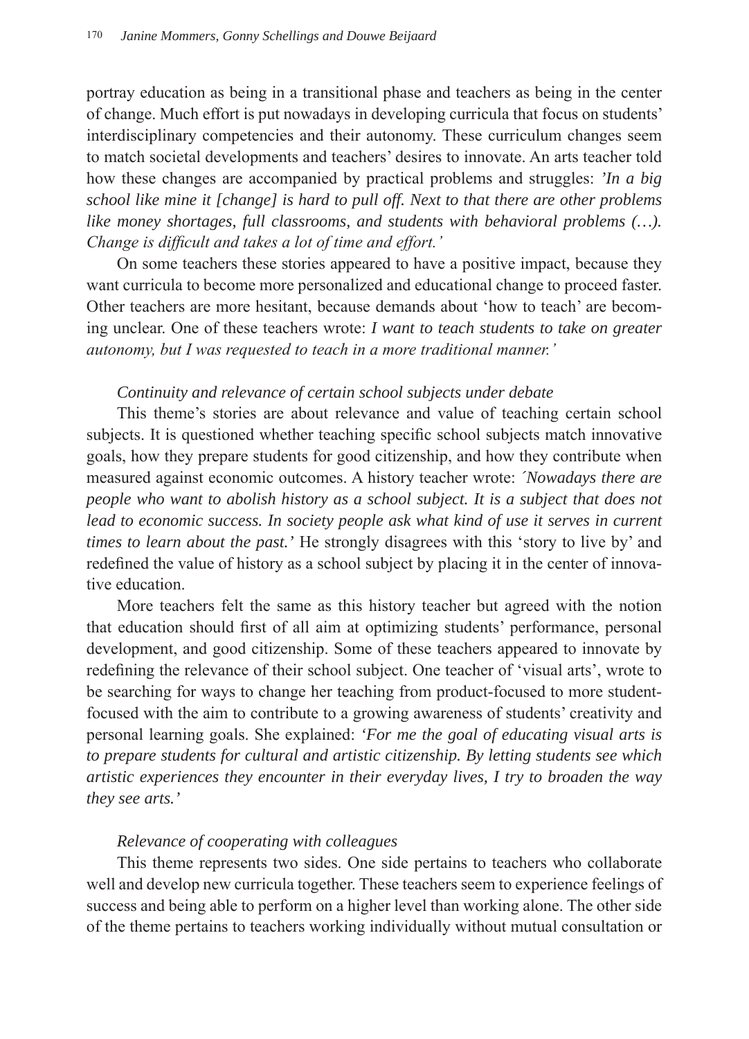portray education as being in a transitional phase and teachers as being in the center of change. Much effort is put nowadays in developing curricula that focus on students' interdisciplinary competencies and their autonomy. These curriculum changes seem to match societal developments and teachers' desires to innovate. An arts teacher told how these changes are accompanied by practical problems and struggles: *'In a big school like mine it [change] is hard to pull off. Next to that there are other problems like money shortages, full classrooms, and students with behavioral problems (…). Change is difficult and takes a lot of time and effort.'*

On some teachers these stories appeared to have a positive impact, because they want curricula to become more personalized and educational change to proceed faster. Other teachers are more hesitant, because demands about 'how to teach' are becoming unclear. One of these teachers wrote: *I want to teach students to take on greater autonomy, but I was requested to teach in a more traditional manner.'*

*Continuity and relevance of certain school subjects under debate*

This theme's stories are about relevance and value of teaching certain school subjects. It is questioned whether teaching specific school subjects match innovative goals, how they prepare students for good citizenship, and how they contribute when measured against economic outcomes. A history teacher wrote: *´Nowadays there are people who want to abolish history as a school subject. It is a subject that does not lead to economic success. In society people ask what kind of use it serves in current times to learn about the past.'* He strongly disagrees with this 'story to live by' and redefined the value of history as a school subject by placing it in the center of innovative education.

More teachers felt the same as this history teacher but agreed with the notion that education should first of all aim at optimizing students' performance, personal development, and good citizenship. Some of these teachers appeared to innovate by redefining the relevance of their school subject. One teacher of 'visual arts', wrote to be searching for ways to change her teaching from product-focused to more student-focused with the aim to contribute to a growing awareness of students' creativity and personal learning goals. She explained: *'For me the goal of educating visual arts is to prepare students for cultural and artistic citizenship. By letting students see which artistic experiences they encounter in their everyday lives, I try to broaden the way they see arts.'*

*Relevance of cooperating with colleagues*

This theme represents two sides. One side pertains to teachers who collaborate well and develop new curricula together. These teachers seem to experience feelings of success and being able to perform on a higher level than working alone. The other side of the theme pertains to teachers working individually without mutual consultation or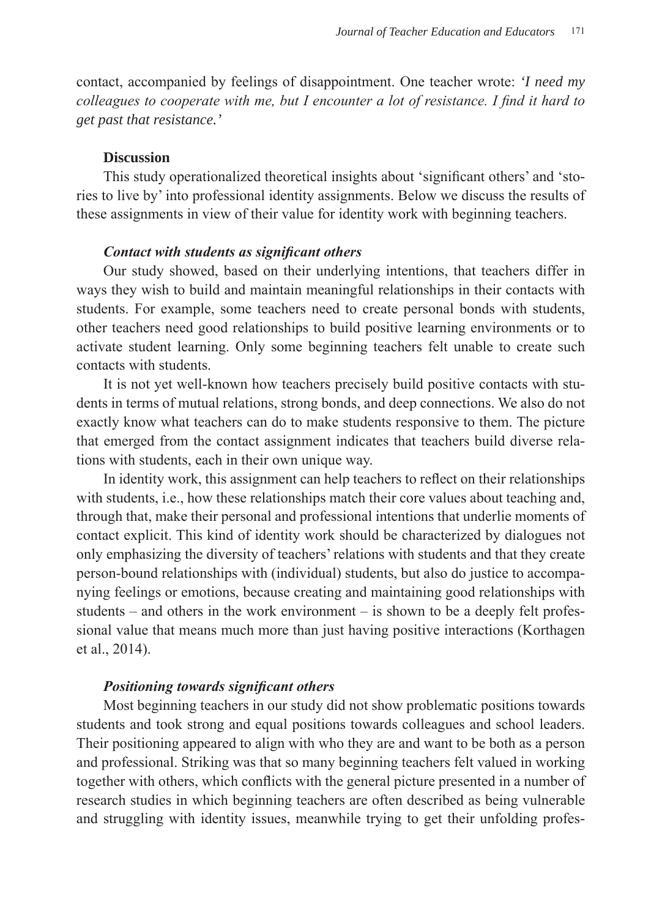contact, accompanied by feelings of disappointment. One teacher wrote: ***'I need my colleagues to cooperate with me, but I encounter a lot of resistance. I find it hard to get past that resistance.'***

## Discussion

This study operationalized theoretical insights about 'significant others' and 'stories to live by' into professional identity assignments. Below we discuss the results of these assignments in view of their value for identity work with beginning teachers.

### *Contact with students as significant others*

Our study showed, based on their underlying intentions, that teachers differ in ways they wish to build and maintain meaningful relationships in their contacts with students. For example, some teachers need to create personal bonds with students, other teachers need good relationships to build positive learning environments or to activate student learning. Only some beginning teachers felt unable to create such contacts with students.

It is not yet well-known how teachers precisely build positive contacts with students in terms of mutual relations, strong bonds, and deep connections. We also do not exactly know what teachers can do to make students responsive to them. The picture that emerged from the contact assignment indicates that teachers build diverse relations with students, each in their own unique way.

In identity work, this assignment can help teachers to reflect on their relationships with students, i.e., how these relationships match their core values about teaching and, through that, make their personal and professional intentions that underlie moments of contact explicit. This kind of identity work should be characterized by dialogues not only emphasizing the diversity of teachers' relations with students and that they create person-bound relationships with (individual) students, but also do justice to accompanying feelings or emotions, because creating and maintaining good relationships with students – and others in the work environment – is shown to be a deeply felt professional value that means much more than just having positive interactions (Korthagen et al., 2014).

### *Positioning towards significant others*

Most beginning teachers in our study did not show problematic positions towards students and took strong and equal positions towards colleagues and school leaders. Their positioning appeared to align with who they are and want to be both as a person and professional. Striking was that so many beginning teachers felt valued in working together with others, which conflicts with the general picture presented in a number of research studies in which beginning teachers are often described as being vulnerable and struggling with identity issues, meanwhile trying to get their unfolding profes-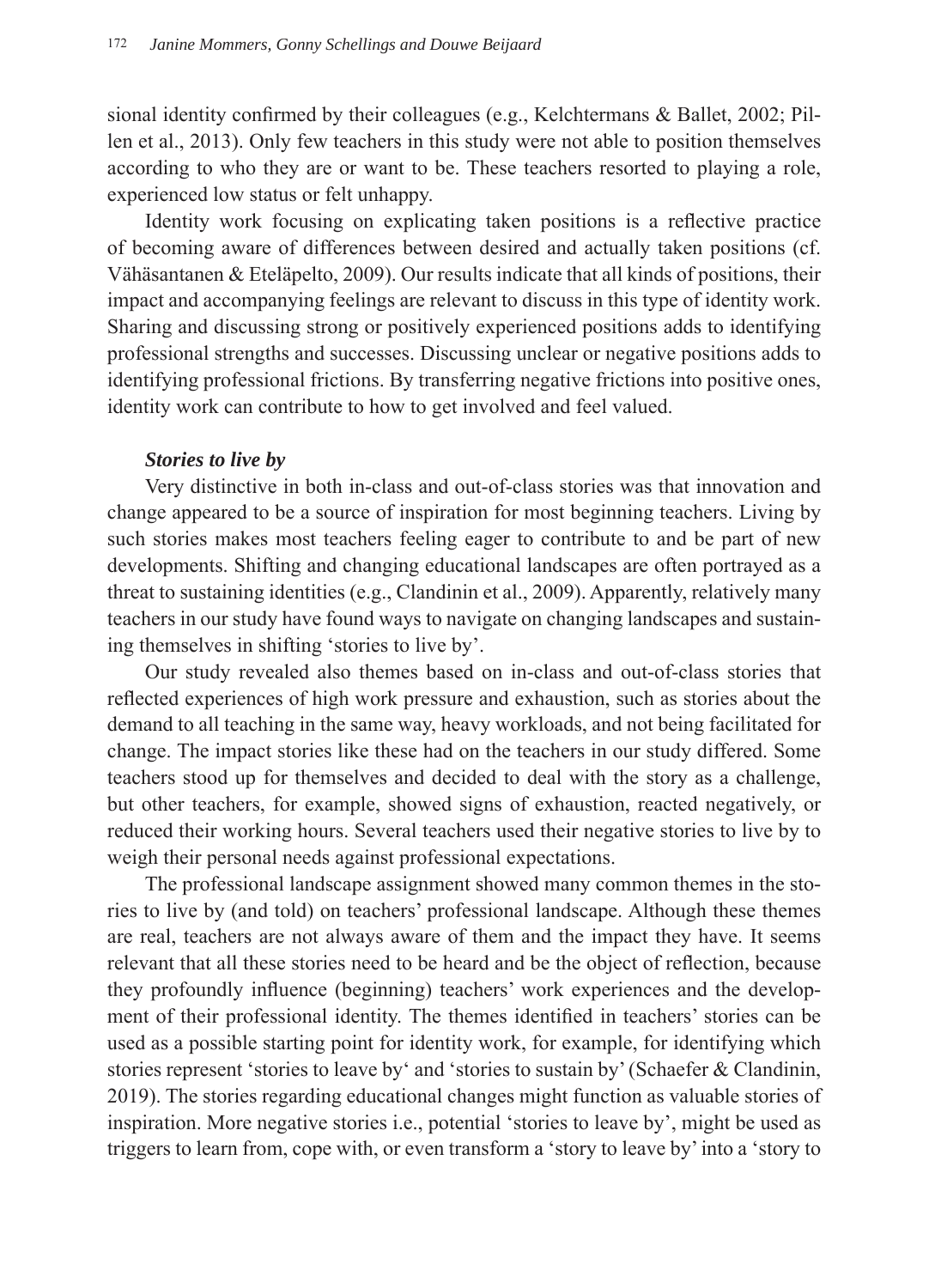sional identity confirmed by their colleagues (e.g., Kelchtermans & Ballet, 2002; Pillen et al., 2013). Only few teachers in this study were not able to position themselves according to who they are or want to be. These teachers resorted to playing a role, experienced low status or felt unhappy.

Identity work focusing on explicating taken positions is a reflective practice of becoming aware of differences between desired and actually taken positions (cf. Vähäsantanen & Eteläpelto, 2009). Our results indicate that all kinds of positions, their impact and accompanying feelings are relevant to discuss in this type of identity work. Sharing and discussing strong or positively experienced positions adds to identifying professional strengths and successes. Discussing unclear or negative positions adds to identifying professional frictions. By transferring negative frictions into positive ones, identity work can contribute to how to get involved and feel valued.

### *Stories to live by*

Very distinctive in both in-class and out-of-class stories was that innovation and change appeared to be a source of inspiration for most beginning teachers. Living by such stories makes most teachers feeling eager to contribute to and be part of new developments. Shifting and changing educational landscapes are often portrayed as a threat to sustaining identities (e.g., Clandinin et al., 2009). Apparently, relatively many teachers in our study have found ways to navigate on changing landscapes and sustaining themselves in shifting 'stories to live by'.

Our study revealed also themes based on in-class and out-of-class stories that reflected experiences of high work pressure and exhaustion, such as stories about the demand to all teaching in the same way, heavy workloads, and not being facilitated for change. The impact stories like these had on the teachers in our study differed. Some teachers stood up for themselves and decided to deal with the story as a challenge, but other teachers, for example, showed signs of exhaustion, reacted negatively, or reduced their working hours. Several teachers used their negative stories to live by to weigh their personal needs against professional expectations.

The professional landscape assignment showed many common themes in the stories to live by (and told) on teachers' professional landscape. Although these themes are real, teachers are not always aware of them and the impact they have. It seems relevant that all these stories need to be heard and be the object of reflection, because they profoundly influence (beginning) teachers' work experiences and the development of their professional identity. The themes identified in teachers' stories can be used as a possible starting point for identity work, for example, for identifying which stories represent 'stories to leave by' and 'stories to sustain by' (Schaefer & Clandinin, 2019). The stories regarding educational changes might function as valuable stories of inspiration. More negative stories i.e., potential 'stories to leave by', might be used as triggers to learn from, cope with, or even transform a 'story to leave by' into a 'story to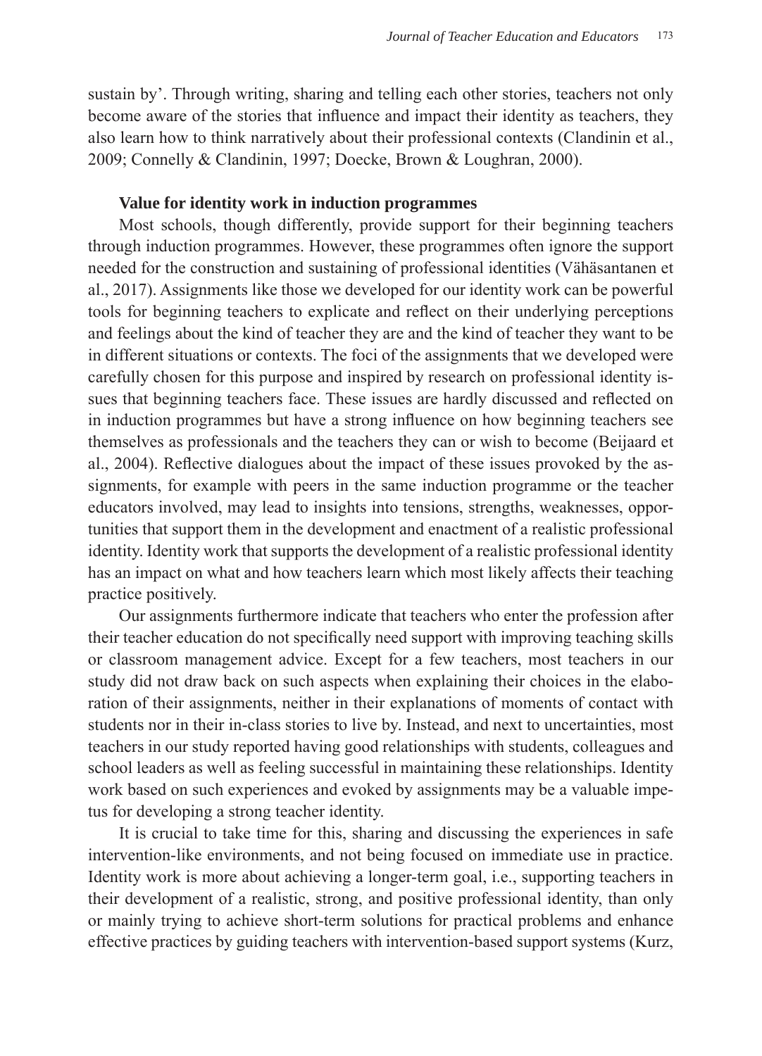sustain by'. Through writing, sharing and telling each other stories, teachers not only become aware of the stories that influence and impact their identity as teachers, they also learn how to think narratively about their professional contexts (Clandinin et al., 2009; Connelly & Clandinin, 1997; Doecke, Brown & Loughran, 2000).

### Value for identity work in induction programmes

Most schools, though differently, provide support for their beginning teachers through induction programmes. However, these programmes often ignore the support needed for the construction and sustaining of professional identities (Vähäsantanen et al., 2017). Assignments like those we developed for our identity work can be powerful tools for beginning teachers to explicate and reflect on their underlying perceptions and feelings about the kind of teacher they are and the kind of teacher they want to be in different situations or contexts. The foci of the assignments that we developed were carefully chosen for this purpose and inspired by research on professional identity issues that beginning teachers face. These issues are hardly discussed and reflected on in induction programmes but have a strong influence on how beginning teachers see themselves as professionals and the teachers they can or wish to become (Beijaard et al., 2004). Reflective dialogues about the impact of these issues provoked by the assignments, for example with peers in the same induction programme or the teacher educators involved, may lead to insights into tensions, strengths, weaknesses, opportunities that support them in the development and enactment of a realistic professional identity. Identity work that supports the development of a realistic professional identity has an impact on what and how teachers learn which most likely affects their teaching practice positively.

Our assignments furthermore indicate that teachers who enter the profession after their teacher education do not specifically need support with improving teaching skills or classroom management advice. Except for a few teachers, most teachers in our study did not draw back on such aspects when explaining their choices in the elaboration of their assignments, neither in their explanations of moments of contact with students nor in their in-class stories to live by. Instead, and next to uncertainties, most teachers in our study reported having good relationships with students, colleagues and school leaders as well as feeling successful in maintaining these relationships. Identity work based on such experiences and evoked by assignments may be a valuable impetus for developing a strong teacher identity.

It is crucial to take time for this, sharing and discussing the experiences in safe intervention-like environments, and not being focused on immediate use in practice. Identity work is more about achieving a longer-term goal, i.e., supporting teachers in their development of a realistic, strong, and positive professional identity, than only or mainly trying to achieve short-term solutions for practical problems and enhance effective practices by guiding teachers with intervention-based support systems (Kurz,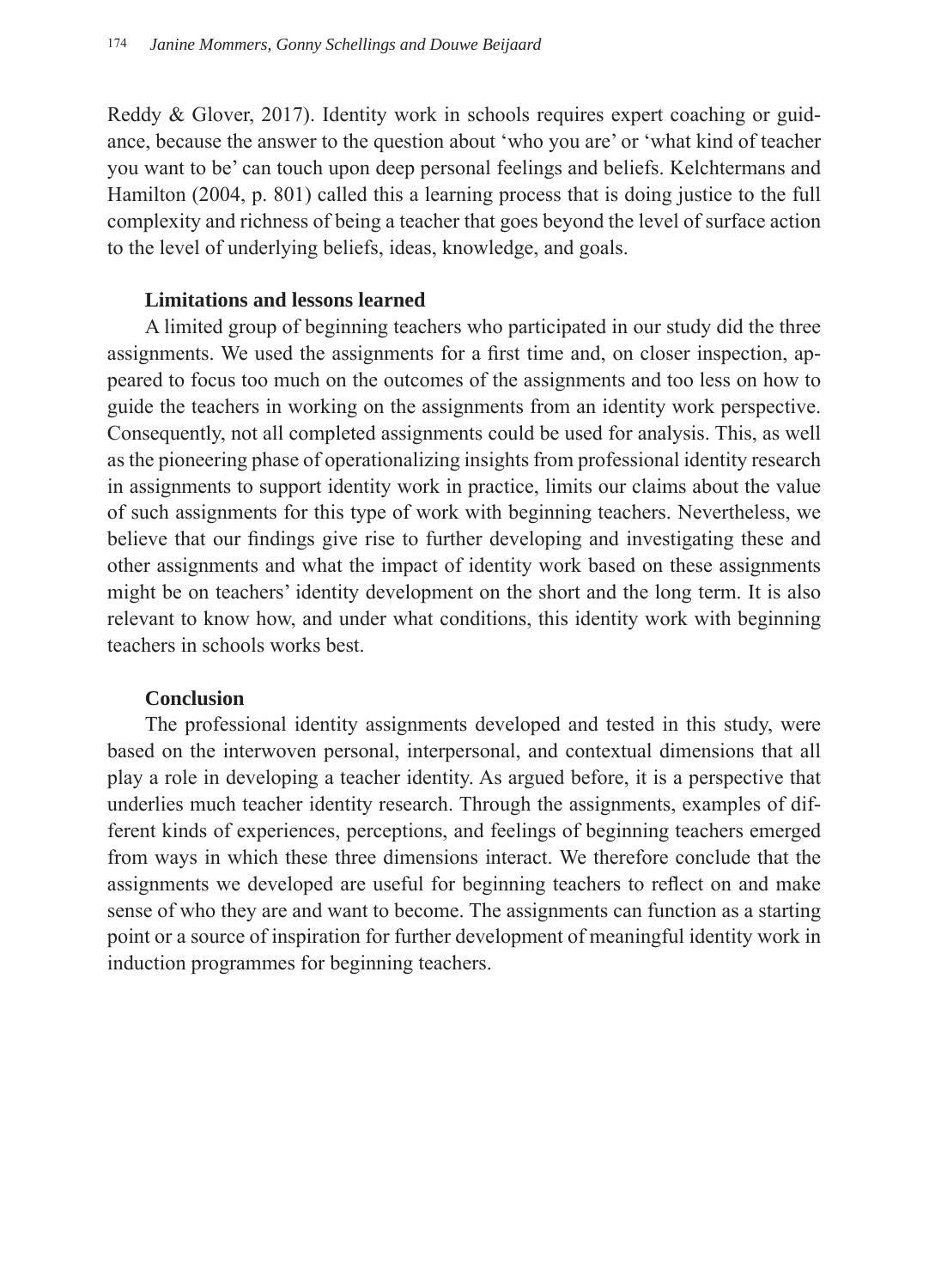Reddy & Glover, 2017). Identity work in schools requires expert coaching or guidance, because the answer to the question about 'who you are' or 'what kind of teacher you want to be' can touch upon deep personal feelings and beliefs. Kelchtermans and Hamilton (2004, p. 801) called this a learning process that is doing justice to the full complexity and richness of being a teacher that goes beyond the level of surface action to the level of underlying beliefs, ideas, knowledge, and goals.

### Limitations and lessons learned

A limited group of beginning teachers who participated in our study did the three assignments. We used the assignments for a first time and, on closer inspection, appeared to focus too much on the outcomes of the assignments and too less on how to guide the teachers in working on the assignments from an identity work perspective. Consequently, not all completed assignments could be used for analysis. This, as well as the pioneering phase of operationalizing insights from professional identity research in assignments to support identity work in practice, limits our claims about the value of such assignments for this type of work with beginning teachers. Nevertheless, we believe that our findings give rise to further developing and investigating these and other assignments and what the impact of identity work based on these assignments might be on teachers' identity development on the short and the long term. It is also relevant to know how, and under what conditions, this identity work with beginning teachers in schools works best.

### Conclusion

The professional identity assignments developed and tested in this study, were based on the interwoven personal, interpersonal, and contextual dimensions that all play a role in developing a teacher identity. As argued before, it is a perspective that underlies much teacher identity research. Through the assignments, examples of different kinds of experiences, perceptions, and feelings of beginning teachers emerged from ways in which these three dimensions interact. We therefore conclude that the assignments we developed are useful for beginning teachers to reflect on and make sense of who they are and want to become. The assignments can function as a starting point or a source of inspiration for further development of meaningful identity work in induction programmes for beginning teachers.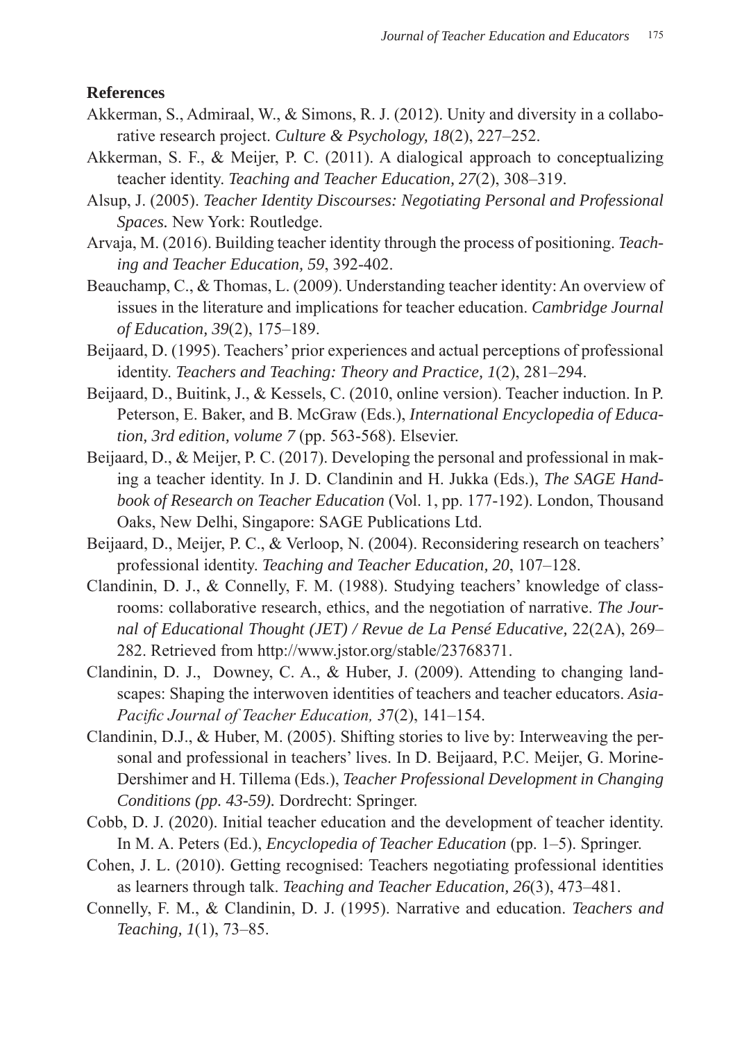## References

Akkerman, S., Admiraal, W., & Simons, R. J. (2012). Unity and diversity in a collaborative research project. *Culture & Psychology, 18*(2), 227–252.

Akkerman, S. F., & Meijer, P. C. (2011). A dialogical approach to conceptualizing teacher identity. *Teaching and Teacher Education, 27*(2), 308–319.

Alsup, J. (2005). *Teacher Identity Discourses: Negotiating Personal and Professional Spaces.* New York: Routledge.

Arvaja, M. (2016). Building teacher identity through the process of positioning. *Teaching and Teacher Education, 59*, 392-402.

Beauchamp, C., & Thomas, L. (2009). Understanding teacher identity: An overview of issues in the literature and implications for teacher education. *Cambridge Journal of Education, 39*(2), 175–189.

Beijaard, D. (1995). Teachers' prior experiences and actual perceptions of professional identity. *Teachers and Teaching: Theory and Practice, 1*(2), 281–294.

Beijaard, D., Buitink, J., & Kessels, C. (2010, online version). Teacher induction. In P. Peterson, E. Baker, and B. McGraw (Eds.), *International Encyclopedia of Education, 3rd edition, volume 7* (pp. 563-568). Elsevier.

Beijaard, D., & Meijer, P. C. (2017). Developing the personal and professional in making a teacher identity. In J. D. Clandinin and H. Jukka (Eds.), *The SAGE Handbook of Research on Teacher Education* (Vol. 1, pp. 177-192). London, Thousand Oaks, New Delhi, Singapore: SAGE Publications Ltd.

Beijaard, D., Meijer, P. C., & Verloop, N. (2004). Reconsidering research on teachers' professional identity. *Teaching and Teacher Education, 20*, 107–128.

Clandinin, D. J., & Connelly, F. M. (1988). Studying teachers' knowledge of classrooms: collaborative research, ethics, and the negotiation of narrative. *The Journal of Educational Thought (JET) / Revue de La Pensé Educative,* 22(2A), 269–282. Retrieved from http://www.jstor.org/stable/23768371.

Clandinin, D. J., Downey, C. A., & Huber, J. (2009). Attending to changing landscapes: Shaping the interwoven identities of teachers and teacher educators. *Asia-Pacific Journal of Teacher Education, 3*7(2), 141–154.

Clandinin, D.J., & Huber, M. (2005). Shifting stories to live by: Interweaving the personal and professional in teachers' lives. In D. Beijaard, P.C. Meijer, G. Morine-Dershimer and H. Tillema (Eds.), *Teacher Professional Development in Changing Conditions (pp. 43-59).* Dordrecht: Springer.

Cobb, D. J. (2020). Initial teacher education and the development of teacher identity. In M. A. Peters (Ed.), *Encyclopedia of Teacher Education* (pp. 1–5). Springer.

Cohen, J. L. (2010). Getting recognised: Teachers negotiating professional identities as learners through talk. *Teaching and Teacher Education, 26*(3), 473–481.

Connelly, F. M., & Clandinin, D. J. (1995). Narrative and education. *Teachers and Teaching, 1*(1), 73–85.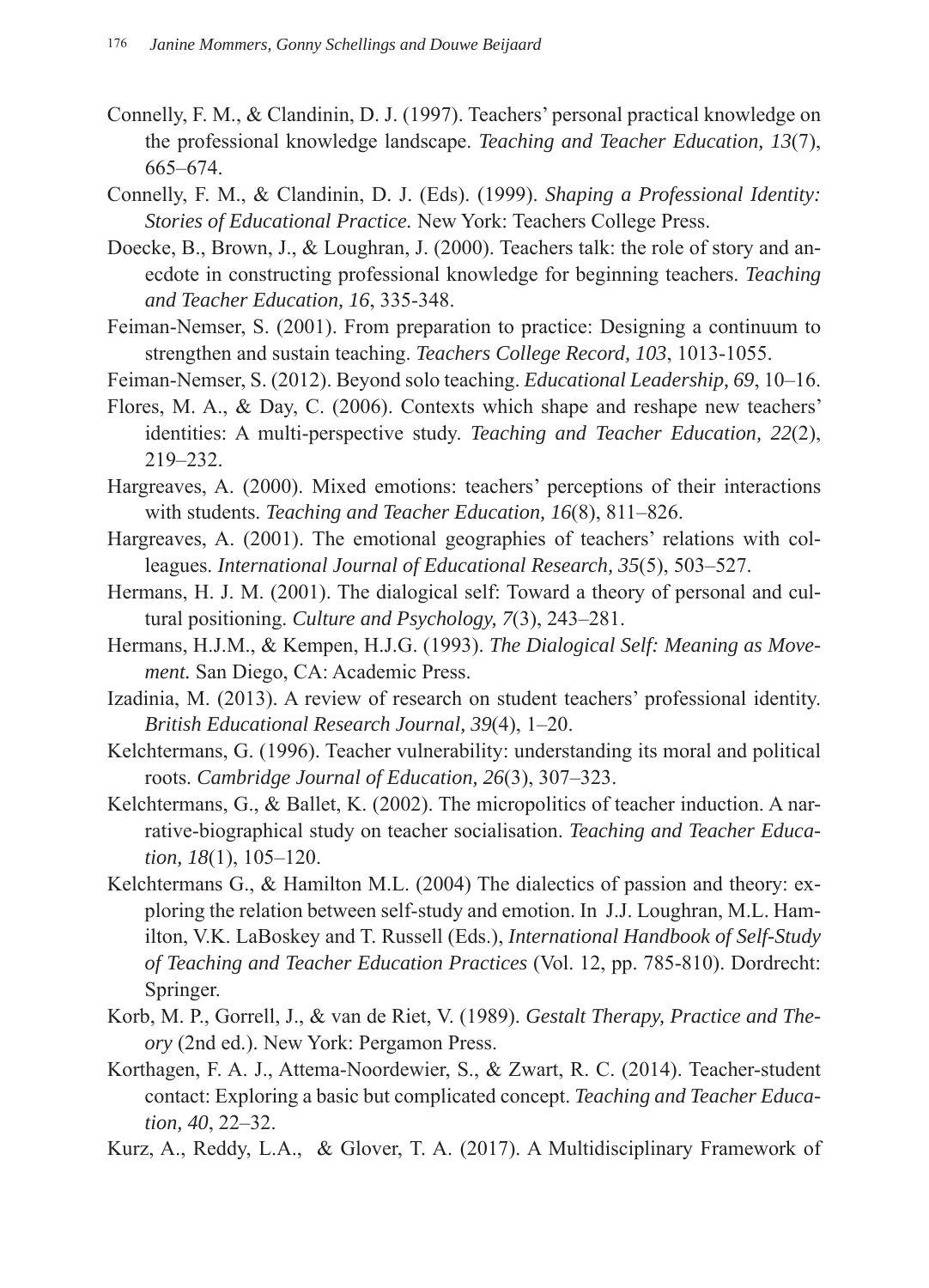Connelly, F. M., & Clandinin, D. J. (1997). Teachers' personal practical knowledge on the professional knowledge landscape. *Teaching and Teacher Education, 13*(7), 665–674.

Connelly, F. M., & Clandinin, D. J. (Eds). (1999). *Shaping a Professional Identity: Stories of Educational Practice.* New York: Teachers College Press.

Doecke, B., Brown, J., & Loughran, J. (2000). Teachers talk: the role of story and anecdote in constructing professional knowledge for beginning teachers. *Teaching and Teacher Education, 16*, 335-348.

Feiman-Nemser, S. (2001). From preparation to practice: Designing a continuum to strengthen and sustain teaching. *Teachers College Record, 103*, 1013-1055.

Feiman-Nemser, S. (2012). Beyond solo teaching. *Educational Leadership, 69*, 10–16.

Flores, M. A., & Day, C. (2006). Contexts which shape and reshape new teachers' identities: A multi-perspective study. *Teaching and Teacher Education, 22*(2), 219–232.

Hargreaves, A. (2000). Mixed emotions: teachers' perceptions of their interactions with students. *Teaching and Teacher Education, 16*(8), 811–826.

Hargreaves, A. (2001). The emotional geographies of teachers' relations with colleagues. *International Journal of Educational Research, 35*(5), 503–527.

Hermans, H. J. M. (2001). The dialogical self: Toward a theory of personal and cultural positioning. *Culture and Psychology, 7*(3), 243–281.

Hermans, H.J.M., & Kempen, H.J.G. (1993). *The Dialogical Self: Meaning as Movement.* San Diego, CA: Academic Press.

Izadinia, M. (2013). A review of research on student teachers' professional identity. *British Educational Research Journal, 39*(4), 1–20.

Kelchtermans, G. (1996). Teacher vulnerability: understanding its moral and political roots. *Cambridge Journal of Education, 26*(3), 307–323.

Kelchtermans, G., & Ballet, K. (2002). The micropolitics of teacher induction. A narrative-biographical study on teacher socialisation. *Teaching and Teacher Education, 18*(1), 105–120.

Kelchtermans G., & Hamilton M.L. (2004) The dialectics of passion and theory: exploring the relation between self-study and emotion. In J.J. Loughran, M.L. Hamilton, V.K. LaBoskey and T. Russell (Eds.), *International Handbook of Self-Study of Teaching and Teacher Education Practices* (Vol. 12, pp. 785-810). Dordrecht: Springer.

Korb, M. P., Gorrell, J., & van de Riet, V. (1989). *Gestalt Therapy, Practice and Theory* (2nd ed.). New York: Pergamon Press.

Korthagen, F. A. J., Attema-Noordewier, S., & Zwart, R. C. (2014). Teacher-student contact: Exploring a basic but complicated concept. *Teaching and Teacher Education, 40*, 22–32.

Kurz, A., Reddy, L.A., & Glover, T. A. (2017). A Multidisciplinary Framework of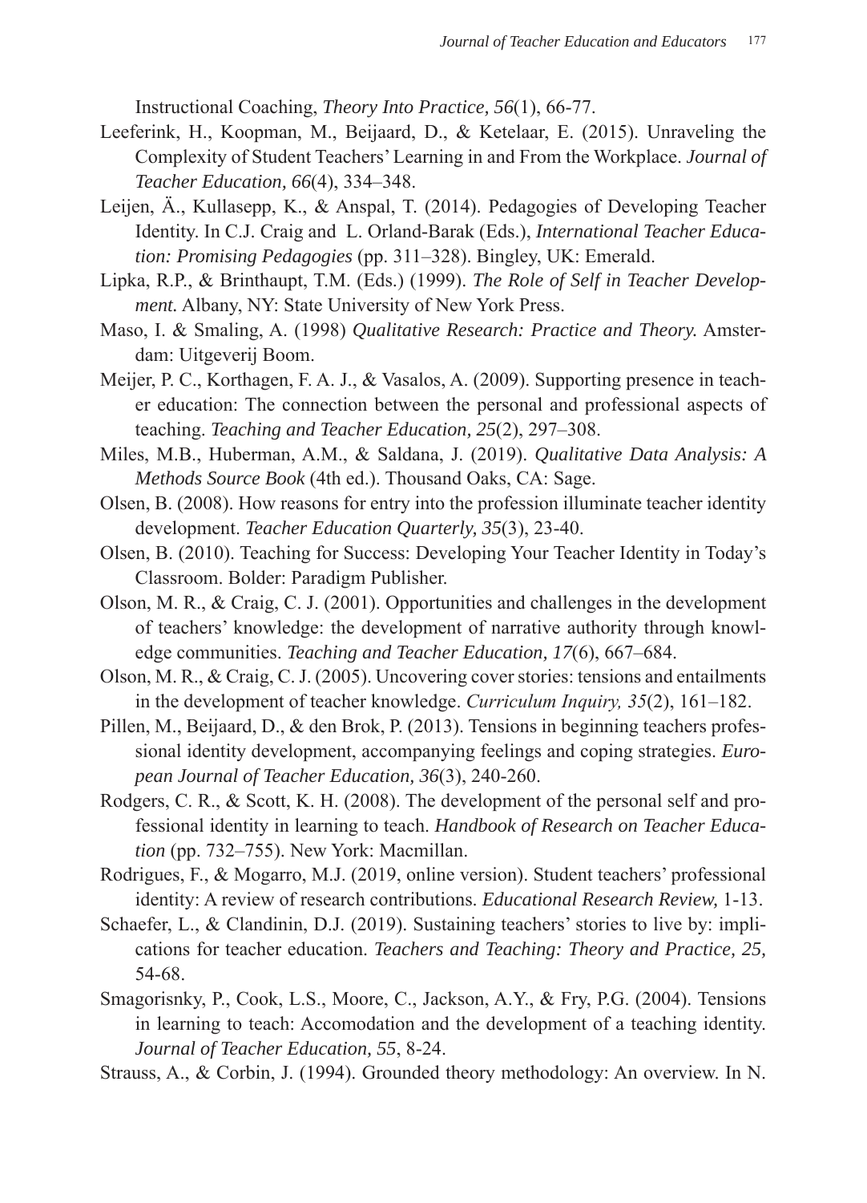Instructional Coaching, *Theory Into Practice, 56*(1), 66-77.

Leeferink, H., Koopman, M., Beijaard, D., & Ketelaar, E. (2015). Unraveling the Complexity of Student Teachers' Learning in and From the Workplace. *Journal of Teacher Education, 66*(4), 334–348.

Leijen, Ä., Kullasepp, K., & Anspal, T. (2014). Pedagogies of Developing Teacher Identity. In C.J. Craig and L. Orland-Barak (Eds.), *International Teacher Education: Promising Pedagogies* (pp. 311–328). Bingley, UK: Emerald.

Lipka, R.P., & Brinthaupt, T.M. (Eds.) (1999). *The Role of Self in Teacher Development.* Albany, NY: State University of New York Press.

Maso, I. & Smaling, A. (1998) *Qualitative Research: Practice and Theory.* Amsterdam: Uitgeverij Boom.

Meijer, P. C., Korthagen, F. A. J., & Vasalos, A. (2009). Supporting presence in teacher education: The connection between the personal and professional aspects of teaching. *Teaching and Teacher Education, 25*(2), 297–308.

Miles, M.B., Huberman, A.M., & Saldana, J. (2019). *Qualitative Data Analysis: A Methods Source Book* (4th ed.). Thousand Oaks, CA: Sage.

Olsen, B. (2008). How reasons for entry into the profession illuminate teacher identity development. *Teacher Education Quarterly, 35*(3), 23-40.

Olsen, B. (2010). Teaching for Success: Developing Your Teacher Identity in Today's Classroom. Bolder: Paradigm Publisher.

Olson, M. R., & Craig, C. J. (2001). Opportunities and challenges in the development of teachers' knowledge: the development of narrative authority through knowledge communities. *Teaching and Teacher Education, 17*(6), 667–684.

Olson, M. R., & Craig, C. J. (2005). Uncovering cover stories: tensions and entailments in the development of teacher knowledge. *Curriculum Inquiry, 35*(2), 161–182.

Pillen, M., Beijaard, D., & den Brok, P. (2013). Tensions in beginning teachers professional identity development, accompanying feelings and coping strategies. *European Journal of Teacher Education, 36*(3), 240-260.

Rodgers, C. R., & Scott, K. H. (2008). The development of the personal self and professional identity in learning to teach. *Handbook of Research on Teacher Education* (pp. 732–755). New York: Macmillan.

Rodrigues, F., & Mogarro, M.J. (2019, online version). Student teachers' professional identity: A review of research contributions. *Educational Research Review,* 1-13.

Schaefer, L., & Clandinin, D.J. (2019). Sustaining teachers' stories to live by: implications for teacher education. *Teachers and Teaching: Theory and Practice, 25,* 54-68.

Smagorisnky, P., Cook, L.S., Moore, C., Jackson, A.Y., & Fry, P.G. (2004). Tensions in learning to teach: Accomodation and the development of a teaching identity. *Journal of Teacher Education, 55*, 8-24.

Strauss, A., & Corbin, J. (1994). Grounded theory methodology: An overview. In N.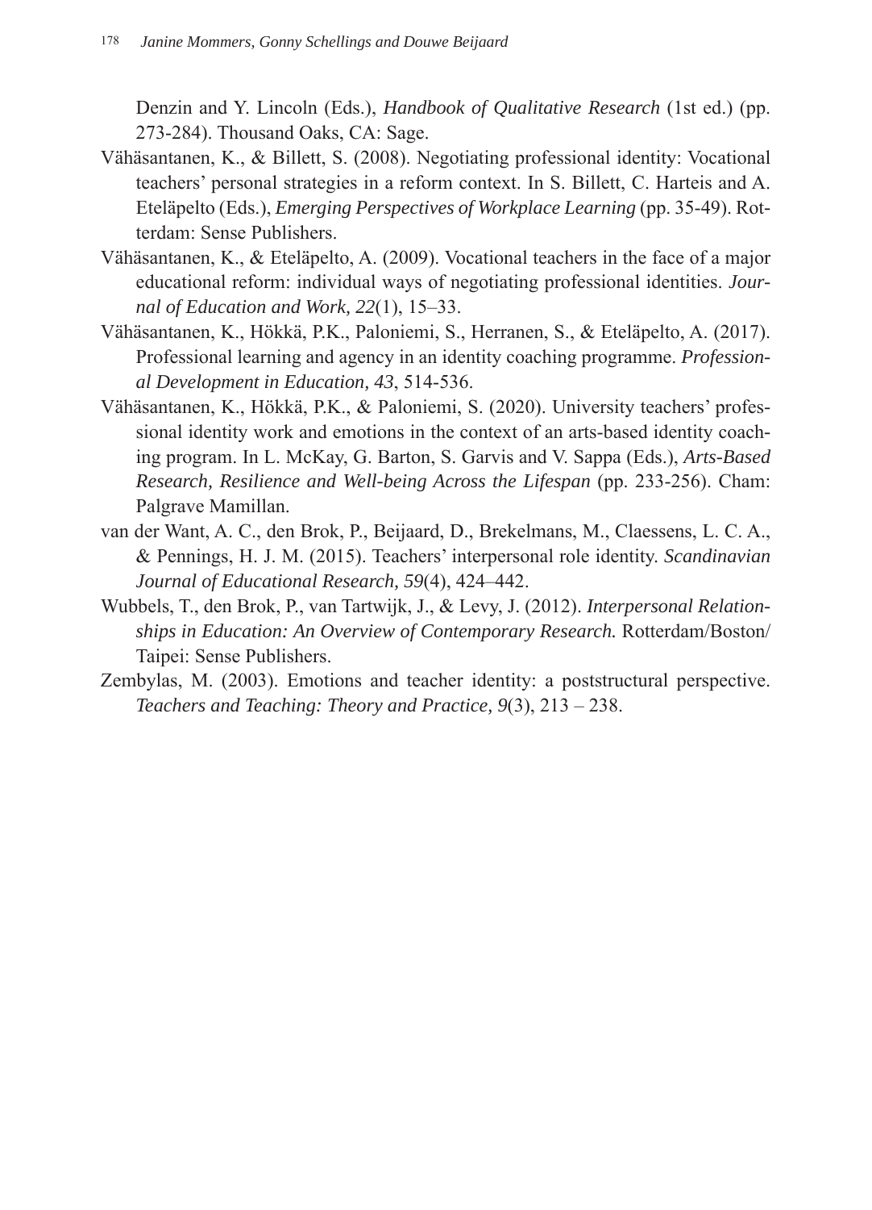Denzin and Y. Lincoln (Eds.), *Handbook of Qualitative Research* (1st ed.) (pp. 273-284). Thousand Oaks, CA: Sage.

Vähäsantanen, K., & Billett, S. (2008). Negotiating professional identity: Vocational teachers' personal strategies in a reform context. In S. Billett, C. Harteis and A. Eteläpelto (Eds.), *Emerging Perspectives of Workplace Learning* (pp. 35-49). Rotterdam: Sense Publishers.

Vähäsantanen, K., & Eteläpelto, A. (2009). Vocational teachers in the face of a major educational reform: individual ways of negotiating professional identities. *Journal of Education and Work, 22*(1), 15–33.

Vähäsantanen, K., Hökkä, P.K., Paloniemi, S., Herranen, S., & Eteläpelto, A. (2017). Professional learning and agency in an identity coaching programme. *Professional Development in Education, 43*, 514-536.

Vähäsantanen, K., Hökkä, P.K., & Paloniemi, S. (2020). University teachers' professional identity work and emotions in the context of an arts-based identity coaching program. In L. McKay, G. Barton, S. Garvis and V. Sappa (Eds.), *Arts-Based Research, Resilience and Well-being Across the Lifespan* (pp. 233-256). Cham: Palgrave Mamillan.

van der Want, A. C., den Brok, P., Beijaard, D., Brekelmans, M., Claessens, L. C. A., & Pennings, H. J. M. (2015). Teachers' interpersonal role identity. *Scandinavian Journal of Educational Research, 59*(4), 424–442.

Wubbels, T., den Brok, P., van Tartwijk, J., & Levy, J. (2012). *Interpersonal Relationships in Education: An Overview of Contemporary Research.* Rotterdam/Boston/Taipei: Sense Publishers.

Zembylas, M. (2003). Emotions and teacher identity: a poststructural perspective. *Teachers and Teaching: Theory and Practice, 9*(3), 213 – 238.